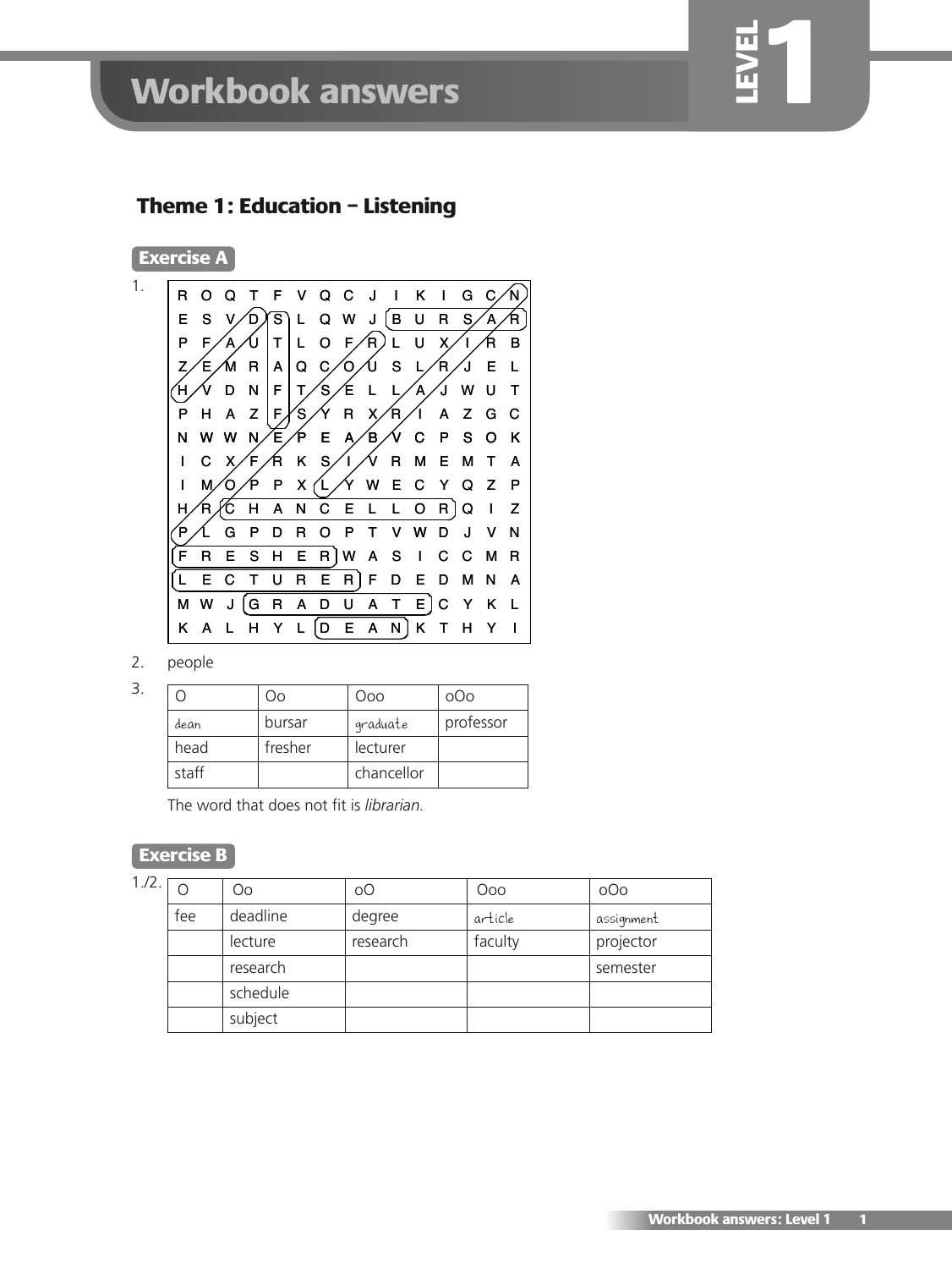# Workbook answers

LEVEL 1

## Theme 1: Education – Listening

### Exercise A

1.

| | | | | | | | | | | | | | | |
|---|---|---|---|---|---|---|---|---|---|---|---|---|---|---|
| R | O | Q | T | F | V | Q | C | J | I | K | I | G | C | N |
| E | S | V | D | S | L | Q | W | J | B | U | R | S | A | R |
| P | F | A | U | T | L | O | F | R | L | U | X | I | R | B |
| Z | E | M | R | A | Q | C | O | U | S | L | R | J | E | L |
| H | V | D | N | F | T | S | E | L | L | A | J | W | U | T |
| P | H | A | Z | F | S | Y | R | X | R | I | A | Z | G | C |
| N | W | W | N | E | P | E | A | B | V | C | P | S | O | K |
| I | C | X | F | R | K | S | I | V | R | M | E | M | T | A |
| I | M | O | P | P | X | L | Y | W | E | C | Y | Q | Z | P |
| H | R | C | H | A | N | C | E | L | L | O | R | Q | I | Z |
| P | L | G | P | D | R | O | P | T | V | W | D | J | V | N |
| F | R | E | S | H | E | R | W | A | S | I | C | C | M | R |
| L | E | C | T | U | R | E | R | F | D | E | D | M | N | A |
| M | W | J | G | R | A | D | U | A | T | E | C | Y | K | L |
| K | A | L | H | Y | L | D | E | A | N | K | T | H | Y | I |

2. people

3.

| O | Oo | Ooo | oOo |
|---|---|---|---|
| dean | bursar | graduate | professor |
| head | fresher | lecturer | |
| staff | | chancellor | |

The word that does not fit is *librarian*.

### Exercise B

1./2.

| O | Oo | oO | Ooo | oOo |
|---|---|---|---|---|
| fee | deadline | degree | article | assignment |
| | lecture | research | faculty | projector |
| | research | | | semester |
| | schedule | | | |
| | subject | | | |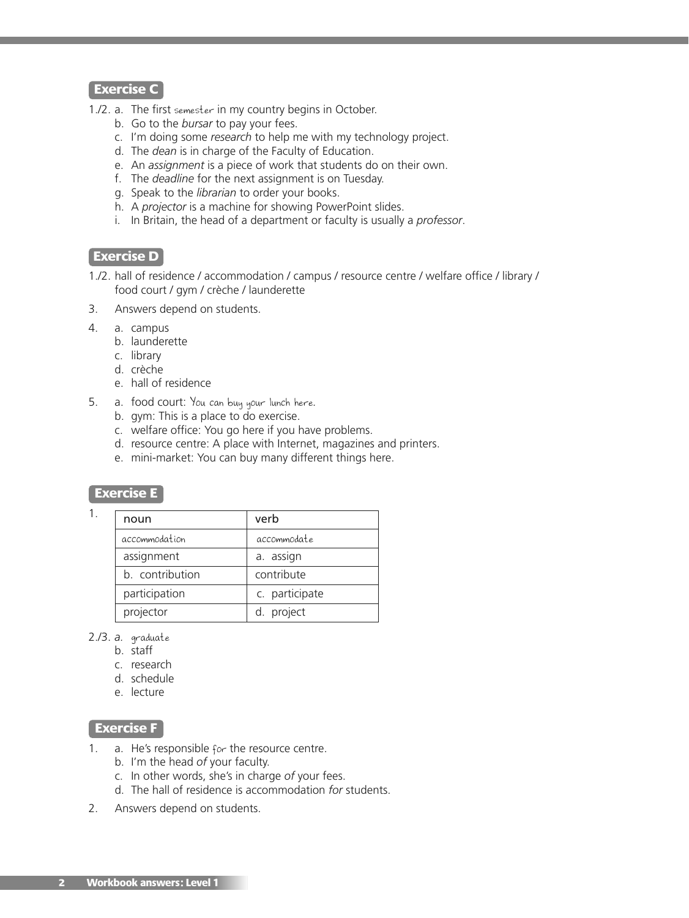## Exercise C

1./2. a. The first semester in my country begins in October.
   b. Go to the *bursar* to pay your fees.
   c. I'm doing some *research* to help me with my technology project.
   d. The *dean* is in charge of the Faculty of Education.
   e. An *assignment* is a piece of work that students do on their own.
   f. The *deadline* for the next assignment is on Tuesday.
   g. Speak to the *librarian* to order your books.
   h. A *projector* is a machine for showing PowerPoint slides.
   i. In Britain, the head of a department or faculty is usually a *professor*.

## Exercise D

1./2. hall of residence / accommodation / campus / resource centre / welfare office / library / food court / gym / crèche / launderette

3. Answers depend on students.

4. a. campus
   b. launderette
   c. library
   d. crèche
   e. hall of residence

5. a. food court: You can buy your lunch here.
   b. gym: This is a place to do exercise.
   c. welfare office: You go here if you have problems.
   d. resource centre: A place with Internet, magazines and printers.
   e. mini-market: You can buy many different things here.

## Exercise E

1.

| noun | verb |
|---|---|
| accommodation | accommodate |
| assignment | a. assign |
| b. contribution | contribute |
| participation | c. participate |
| projector | d. project |

2./3. a. graduate
   b. staff
   c. research
   d. schedule
   e. lecture

## Exercise F

1. a. He's responsible for the resource centre.
   b. I'm the head *of* your faculty.
   c. In other words, she's in charge *of* your fees.
   d. The hall of residence is accommodation *for* students.

2. Answers depend on students.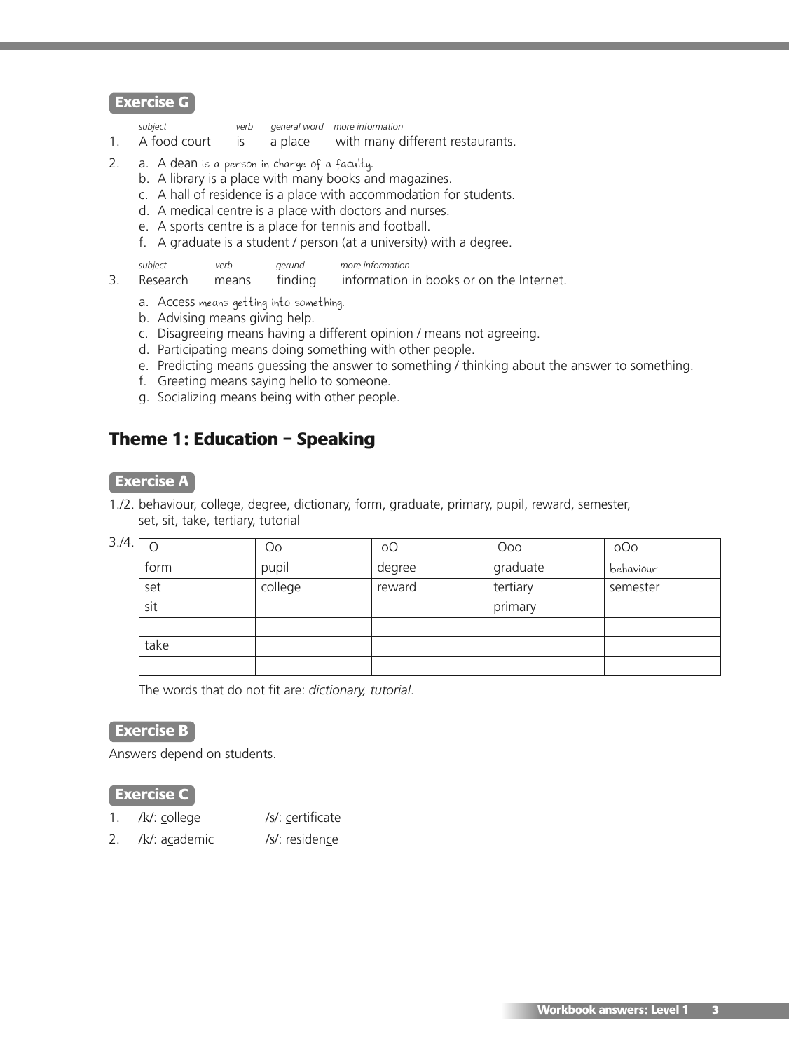### Exercise G

1. *subject* / *verb* / *general word* / *more information*
   A food court is a place with many different restaurants.

2. a. A dean is a person in charge of a faculty.
   b. A library is a place with many books and magazines.
   c. A hall of residence is a place with accommodation for students.
   d. A medical centre is a place with doctors and nurses.
   e. A sports centre is a place for tennis and football.
   f. A graduate is a student / person (at a university) with a degree.

3. *subject* / *verb* / *gerund* / *more information*
   Research means finding information in books or on the Internet.

   a. Access means getting into something.
   b. Advising means giving help.
   c. Disagreeing means having a different opinion / means not agreeing.
   d. Participating means doing something with other people.
   e. Predicting means guessing the answer to something / thinking about the answer to something.
   f. Greeting means saying hello to someone.
   g. Socializing means being with other people.

## Theme 1: Education – Speaking

### Exercise A

1./2. behaviour, college, degree, dictionary, form, graduate, primary, pupil, reward, semester, set, sit, take, tertiary, tutorial

3./4.

| O | Oo | oO | Ooo | oOo |
|---|---|---|---|---|
| form | pupil | degree | graduate | behaviour |
| set | college | reward | tertiary | semester |
| sit | | | primary | |
| | | | | |
| take | | | | |
| | | | | |

The words that do not fit are: *dictionary, tutorial*.

### Exercise B

Answers depend on students.

### Exercise C

1. /k/: college /s/: certificate
2. /k/: academic /s/: residence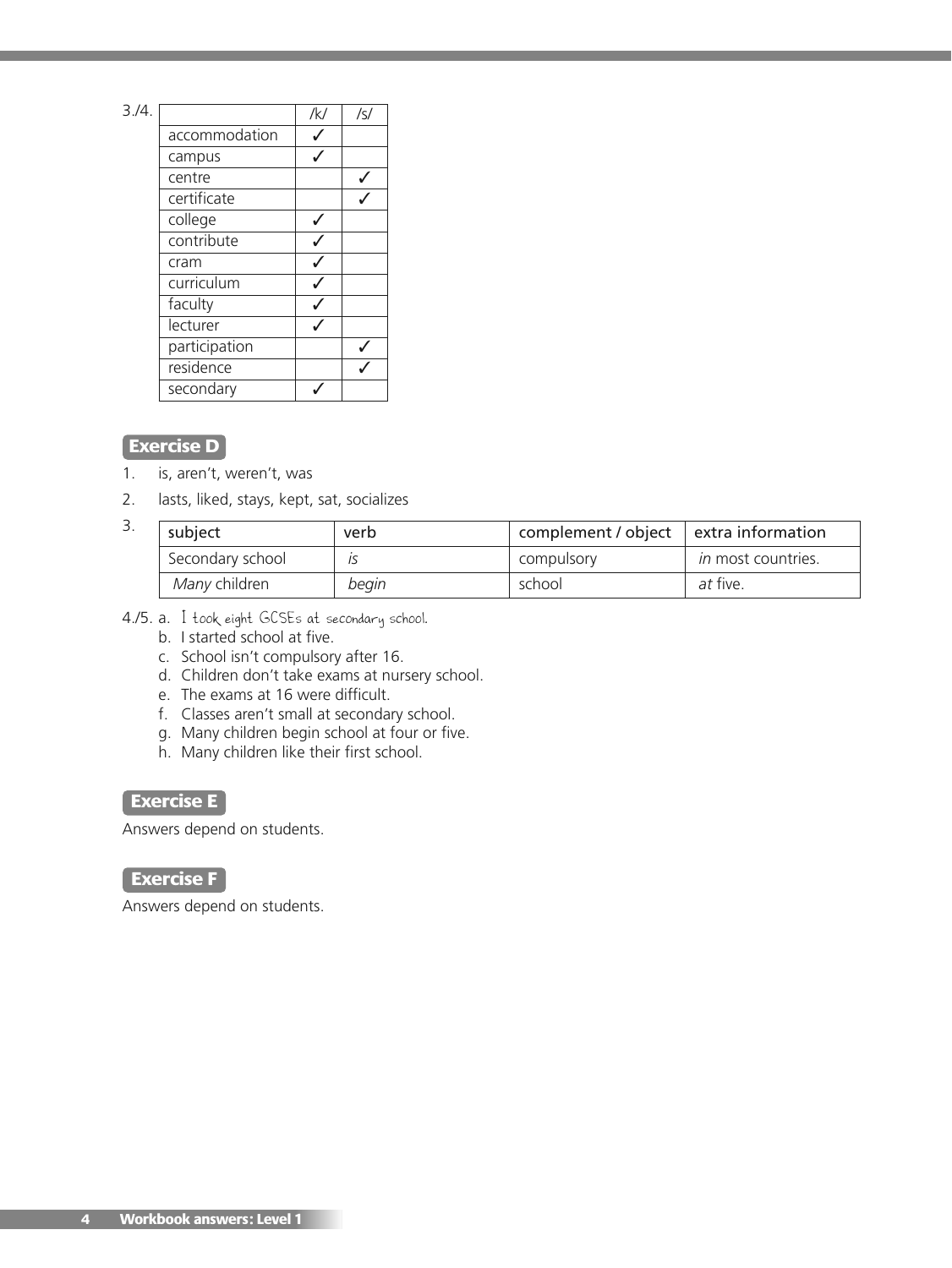3./4.

| | /k/ | /s/ |
|---|---|---|
| accommodation | ✓ | |
| campus | ✓ | |
| centre | | ✓ |
| certificate | | ✓ |
| college | ✓ | |
| contribute | ✓ | |
| cram | ✓ | |
| curriculum | ✓ | |
| faculty | ✓ | |
| lecturer | ✓ | |
| participation | | ✓ |
| residence | | ✓ |
| secondary | ✓ | |

## Exercise D

1. is, aren't, weren't, was
2. lasts, liked, stays, kept, sat, socializes
3.

| subject | verb | complement / object | extra information |
|---|---|---|---|
| Secondary school | *is* | compulsory | *in* most countries. |
| *Many* children | *begin* | school | *at* five. |

4./5.
a. I took eight GCSEs at secondary school.
b. I started school at five.
c. School isn't compulsory after 16.
d. Children don't take exams at nursery school.
e. The exams at 16 were difficult.
f. Classes aren't small at secondary school.
g. Many children begin school at four or five.
h. Many children like their first school.

## Exercise E

Answers depend on students.

## Exercise F

Answers depend on students.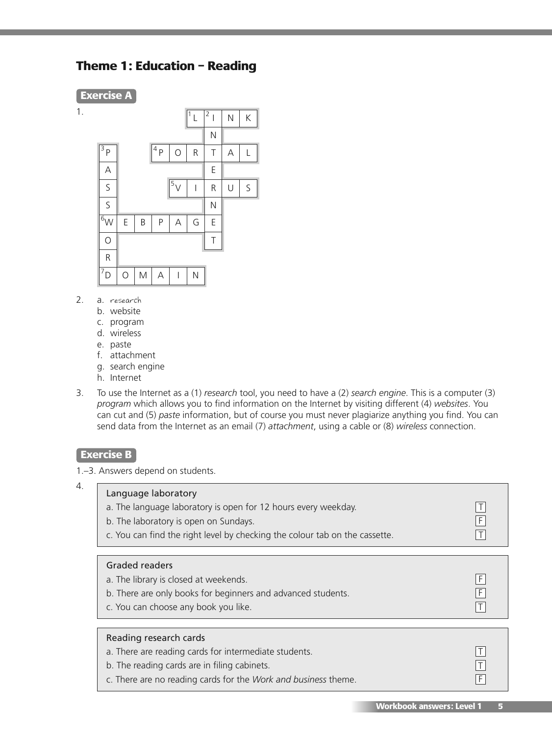## Theme 1: Education – Reading

### Exercise A

1.

| | | | | | | | | |
|---|---|---|---|---|---|---|---|---|
| | | | | | 1 L | 2 I | N | K |
| | | | | | | N | | |
| 3 P | | | 4 P | O | R | T | A | L |
| A | | | | | | E | | |
| S | | | | 5 V | I | R | U | S |
| S | | | | | | N | | |
| 6 W | E | B | P | A | G | E | | |
| O | | | | | | T | | |
| R | | | | | | | | |
| 7 D | O | M | A | I | N | | | |

2. a. research
   b. website
   c. program
   d. wireless
   e. paste
   f. attachment
   g. search engine
   h. Internet

3. To use the Internet as a (1) *research* tool, you need to have a (2) *search engine*. This is a computer (3) *program* which allows you to find information on the Internet by visiting different (4) *websites*. You can cut and (5) *paste* information, but of course you must never plagiarize anything you find. You can send data from the Internet as an email (7) *attachment*, using a cable or (8) *wireless* connection.

### Exercise B

1.–3. Answers depend on students.

4.

| Language laboratory | |
|---|---|
| a. The language laboratory is open for 12 hours every weekday. | T |
| b. The laboratory is open on Sundays. | F |
| c. You can find the right level by checking the colour tab on the cassette. | T |

| Graded readers | |
|---|---|
| a. The library is closed at weekends. | F |
| b. There are only books for beginners and advanced students. | F |
| c. You can choose any book you like. | T |

| Reading research cards | |
|---|---|
| a. There are reading cards for intermediate students. | T |
| b. The reading cards are in filing cabinets. | T |
| c. There are no reading cards for the *Work and business* theme. | F |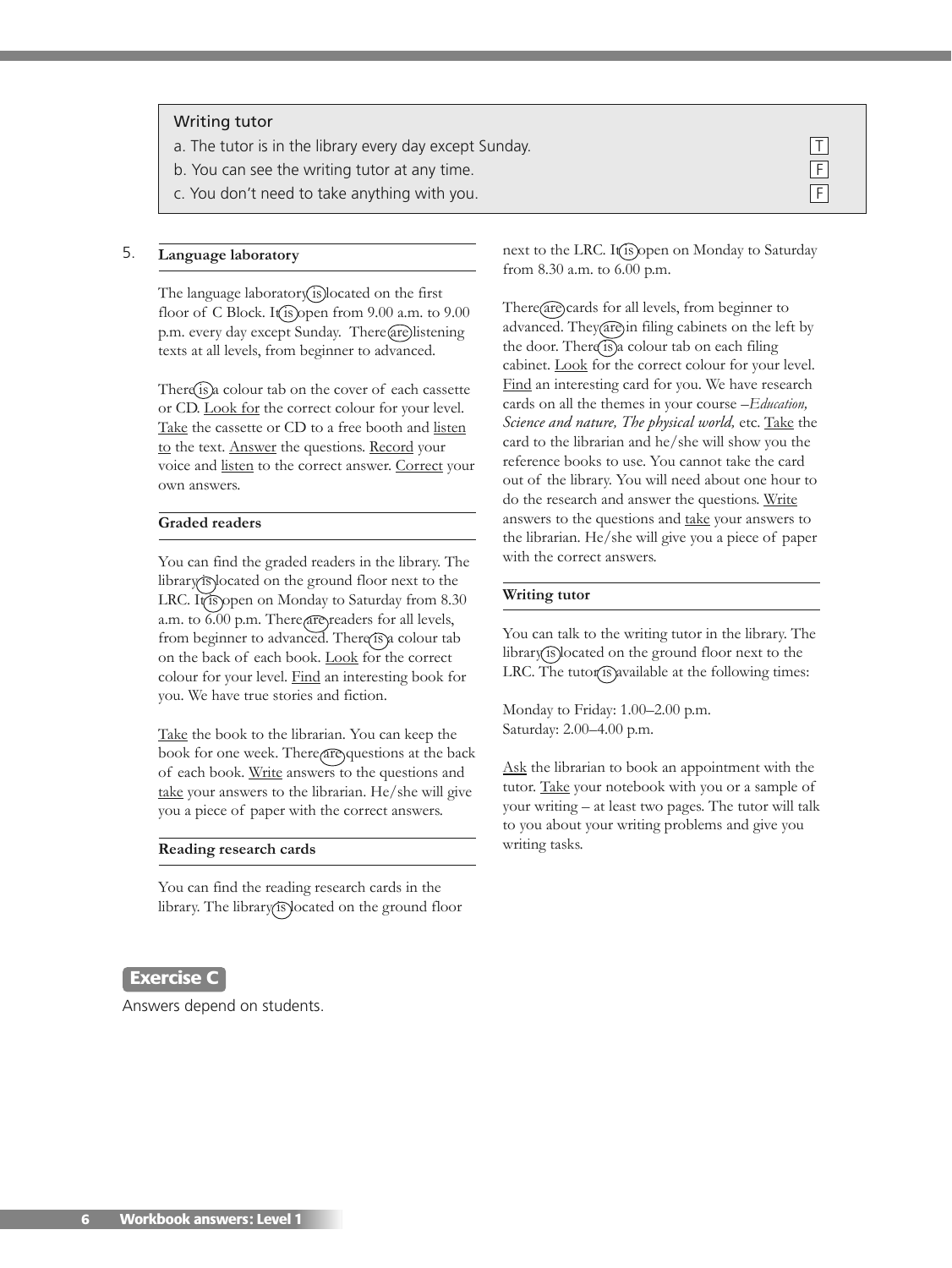**Writing tutor**

| | |
|---|---|
| a. The tutor is in the library every day except Sunday. | T |
| b. You can see the writing tutor at any time. | F |
| c. You don't need to take anything with you. | F |

5. **Language laboratory**

The language laboratory is located on the first floor of C Block. It is open from 9.00 a.m. to 9.00 p.m. every day except Sunday. There are listening texts at all levels, from beginner to advanced.

There is a colour tab on the cover of each cassette or CD. Look for the correct colour for your level. Take the cassette or CD to a free booth and listen to the text. Answer the questions. Record your voice and listen to the correct answer. Correct your own answers.

**Graded readers**

You can find the graded readers in the library. The library is located on the ground floor next to the LRC. It is open on Monday to Saturday from 8.30 a.m. to 6.00 p.m. There are readers for all levels, from beginner to advanced. There is a colour tab on the back of each book. Look for the correct colour for your level. Find an interesting book for you. We have true stories and fiction.

Take the book to the librarian. You can keep the book for one week. There are questions at the back of each book. Write answers to the questions and take your answers to the librarian. He/she will give you a piece of paper with the correct answers.

**Reading research cards**

You can find the reading research cards in the library. The library is located on the ground floor next to the LRC. It is open on Monday to Saturday from 8.30 a.m. to 6.00 p.m.

There are cards for all levels, from beginner to advanced. They are in filing cabinets on the left by the door. There is a colour tab on each filing cabinet. Look for the correct colour for your level. Find an interesting card for you. We have research cards on all the themes in your course –*Education, Science and nature, The physical world,* etc. Take the card to the librarian and he/she will show you the reference books to use. You cannot take the card out of the library. You will need about one hour to do the research and answer the questions. Write answers to the questions and take your answers to the librarian. He/she will give you a piece of paper with the correct answers.

**Writing tutor**

You can talk to the writing tutor in the library. The library is located on the ground floor next to the LRC. The tutor is available at the following times:

Monday to Friday: 1.00–2.00 p.m.
Saturday: 2.00–4.00 p.m.

Ask the librarian to book an appointment with the tutor. Take your notebook with you or a sample of your writing – at least two pages. The tutor will talk to you about your writing problems and give you writing tasks.

## Exercise C

Answers depend on students.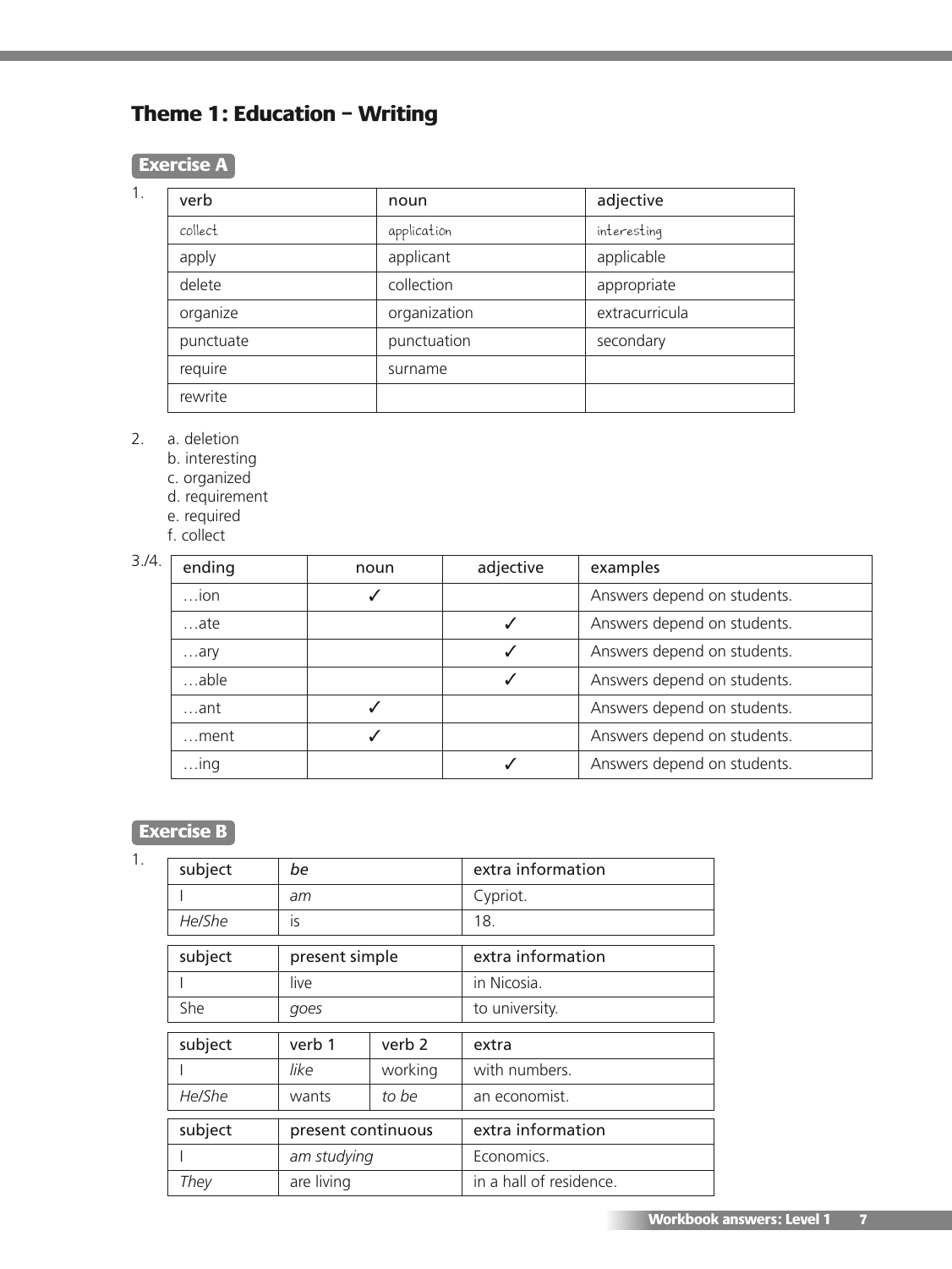## Theme 1: Education – Writing

### Exercise A

1.

| verb | noun | adjective |
|---|---|---|
| collect | application | interesting |
| apply | applicant | applicable |
| delete | collection | appropriate |
| organize | organization | extracurricula |
| punctuate | punctuation | secondary |
| require | surname | |
| rewrite | | |

2. a. deletion
   b. interesting
   c. organized
   d. requirement
   e. required
   f. collect

3./4.

| ending | noun | adjective | examples |
|---|---|---|---|
| …ion | ✓ | | Answers depend on students. |
| …ate | | ✓ | Answers depend on students. |
| …ary | | ✓ | Answers depend on students. |
| …able | | ✓ | Answers depend on students. |
| …ant | ✓ | | Answers depend on students. |
| …ment | ✓ | | Answers depend on students. |
| …ing | | ✓ | Answers depend on students. |

### Exercise B

1.

| subject | *be* | extra information |
|---|---|---|
| I | *am* | Cypriot. |
| *He/She* | is | 18. |

| subject | present simple | extra information |
|---|---|---|
| I | live | in Nicosia. |
| She | *goes* | to university. |

| subject | verb 1 | verb 2 | extra |
|---|---|---|---|
| I | *like* | working | with numbers. |
| *He/She* | wants | *to be* | an economist. |

| subject | present continuous | extra information |
|---|---|---|
| I | *am studying* | Economics. |
| *They* | are living | in a hall of residence. |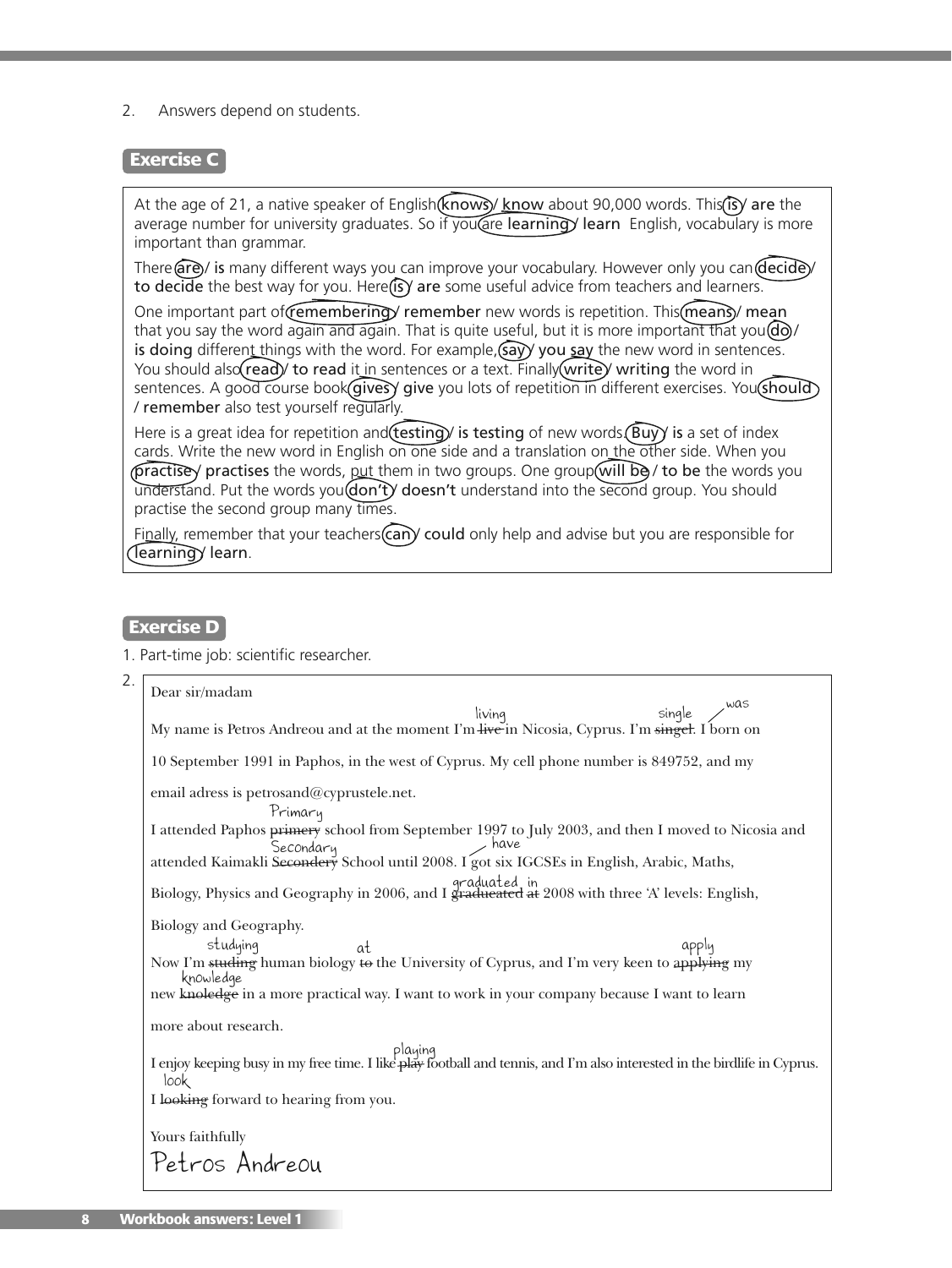2. Answers depend on students.

## Exercise C

At the age of 21, a native speaker of English (knows) / know about 90,000 words. This (is) / are the average number for university graduates. So if you (are learning) / learn English, vocabulary is more important than grammar.

There (are) / is many different ways you can improve your vocabulary. However only you can (decide) / to decide the best way for you. Here (is) / are some useful advice from teachers and learners.

One important part of (remembering) / remember new words is repetition. This (means) / mean that you say the word again and again. That is quite useful, but it is more important that you (do) / is doing different things with the word. For example, (say) / you say the new word in sentences. You should also (read) / to read it in sentences or a text. Finally (write) / writing the word in sentences. A good course book (gives) / give you lots of repetition in different exercises. You (should) / remember also test yourself regularly.

Here is a great idea for repetition and (testing) / is testing of new words. (Buy) / is a set of index cards. Write the new word in English on one side and a translation on the other side. When you (practise) / practises the words, put them in two groups. One group (will be) / to be the words you understand. Put the words you (don't) / doesn't understand into the second group. You should practise the second group many times.

Finally, remember that your teachers (can) / could only help and advise but you are responsible for (learning) / learn.

## Exercise D

1. Part-time job: scientific researcher.

2.

Dear sir/madam

My name is Petros Andreou and at the moment I'm ~~live~~ living in Nicosia, Cyprus. I'm ~~singel~~ single. I ^was born on 10 September 1991 in Paphos, in the west of Cyprus. My cell phone number is 849752, and my email adress is petrosand@cyprustele.net.

I attended Paphos ~~primery~~ Primary school from September 1997 to July 2003, and then I moved to Nicosia and attended Kaimakli ~~Secondery~~ Secondary School until 2008. I ^have got six IGCSEs in English, Arabic, Maths, Biology, Physics and Geography in 2006, and I ~~graduacted~~ graduated ~~at~~ in 2008 with three 'A' levels: English, Biology and Geography.

Now I'm ~~studing~~ studying human biology ~~to~~ at the University of Cyprus, and I'm very keen to ~~applying~~ apply my new ~~knoledge~~ knowledge in a more practical way. I want to work in your company because I want to learn more about research.

I enjoy keeping busy in my free time. I like ~~play~~ playing football and tennis, and I'm also interested in the birdlife in Cyprus.

I ~~looking~~ look forward to hearing from you.

Yours faithfully

Petros Andreou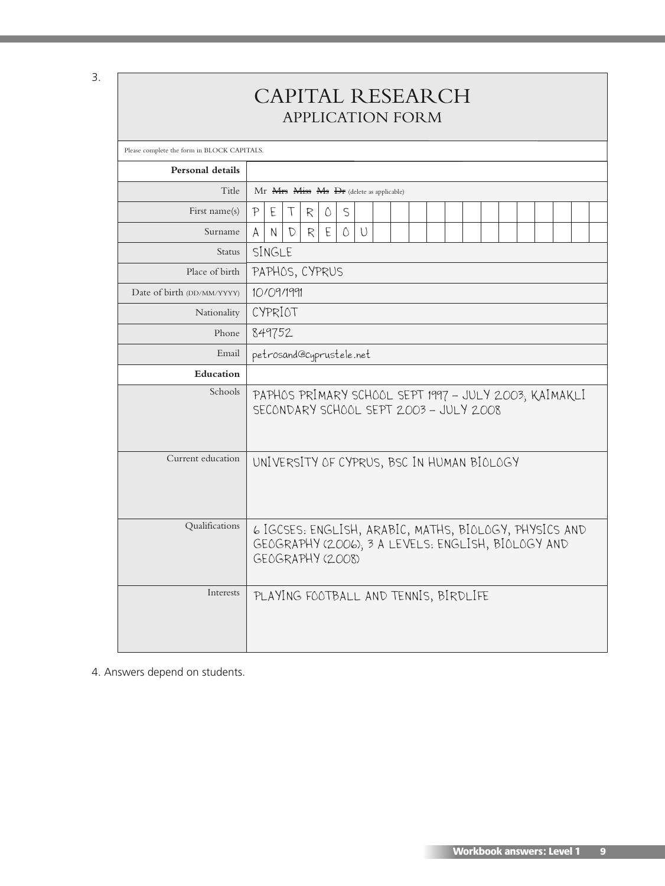3.

# CAPITAL RESEARCH
## APPLICATION FORM

Please complete the form in BLOCK CAPITALS.

| | |
|---|---|
| **Personal details** | |
| Title | Mr ~~Mrs~~ ~~Miss~~ ~~Ms~~ ~~Dr~~ (delete as applicable) |
| First name(s) | P E T R O S |
| Surname | A N D R E O U |
| Status | SINGLE |
| Place of birth | PAPHOS, CYPRUS |
| Date of birth (DD/MM/YYYY) | 10/09/1991 |
| Nationality | CYPRIOT |
| Phone | 849752 |
| Email | petrosand@cyprustele.net |
| **Education** | |
| Schools | PAPHOS PRIMARY SCHOOL SEPT 1997 – JULY 2003, KAIMAKLI SECONDARY SCHOOL SEPT 2003 – JULY 2008 |
| Current education | UNIVERSITY OF CYPRUS, BSC IN HUMAN BIOLOGY |
| Qualifications | 6 IGCSES: ENGLISH, ARABIC, MATHS, BIOLOGY, PHYSICS AND GEOGRAPHY (2006), 3 A LEVELS: ENGLISH, BIOLOGY AND GEOGRAPHY (2008) |
| Interests | PLAYING FOOTBALL AND TENNIS, BIRDLIFE |

4. Answers depend on students.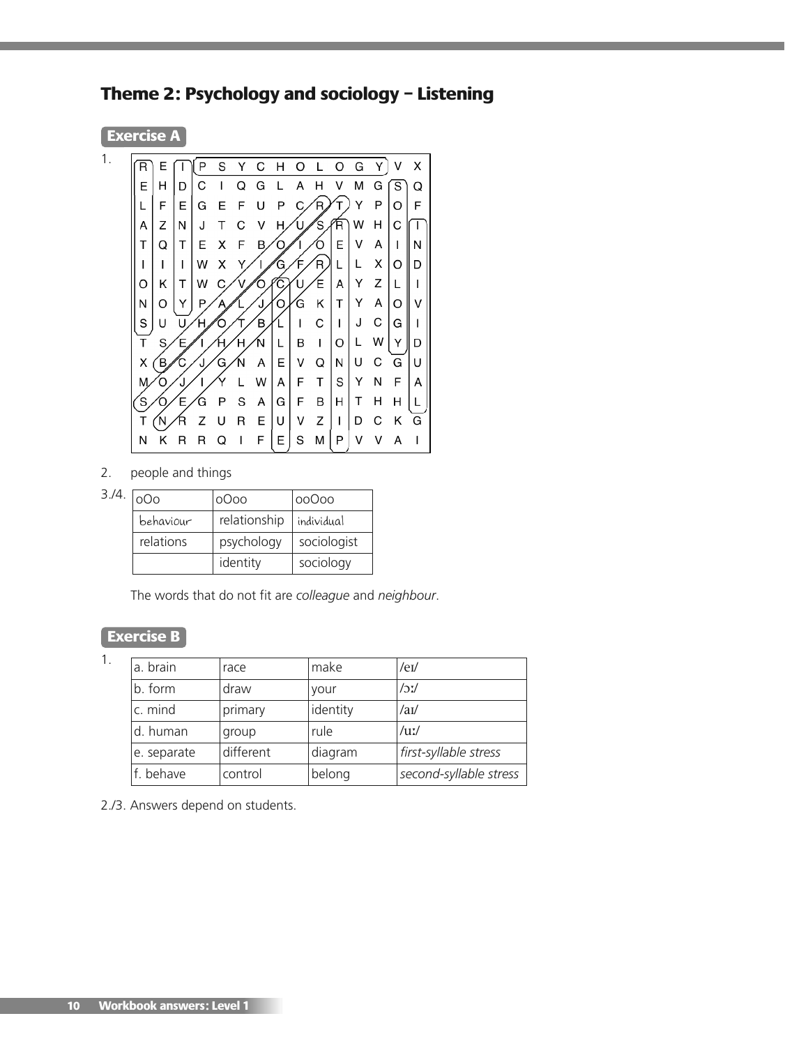## Theme 2: Psychology and sociology – Listening

### Exercise A

1.

| | | | | | | | | | | | | | | |
|---|---|---|---|---|---|---|---|---|---|---|---|---|---|---|
| R | E | I | P | S | Y | C | H | O | L | O | G | Y | V | X |
| E | H | D | C | I | Q | G | L | A | H | V | M | G | S | Q |
| L | F | E | G | E | F | U | P | C | R | T | Y | P | O | F |
| A | Z | N | J | T | C | V | H | U | S | R | W | H | C | I |
| T | Q | T | E | X | F | B | O | I | O | E | V | A | I | N |
| I | I | I | W | X | Y | I | G | F | R | L | L | X | O | D |
| O | K | T | W | C | V | O | C | U | E | A | Y | Z | L | I |
| N | O | Y | P | A | L | J | O | G | K | T | Y | A | O | V |
| S | U | U | H | O | T | B | L | I | C | I | J | C | G | I |
| T | S | E | I | H | H | N | L | B | I | O | L | W | Y | D |
| X | B | C | J | G | N | A | E | V | Q | N | U | C | G | U |
| M | O | J | I | Y | L | W | A | F | T | S | Y | N | F | A |
| S | O | E | G | P | S | A | G | F | B | H | T | H | H | L |
| T | N | R | Z | U | R | E | U | V | Z | I | D | C | K | G |
| N | K | R | R | Q | I | F | E | S | M | P | V | V | A | I |

2. people and things

3./4.

| oOo | oOoo | ooOoo |
|---|---|---|
| behaviour | relationship | individual |
| relations | psychology | sociologist |
| | identity | sociology |

The words that do not fit are *colleague* and *neighbour*.

### Exercise B

1.

| | | | |
|---|---|---|---|
| a. brain | race | make | /eɪ/ |
| b. form | draw | your | /ɔː/ |
| c. mind | primary | identity | /aɪ/ |
| d. human | group | rule | /uː/ |
| e. separate | different | diagram | *first-syllable stress* |
| f. behave | control | belong | *second-syllable stress* |

2./3. Answers depend on students.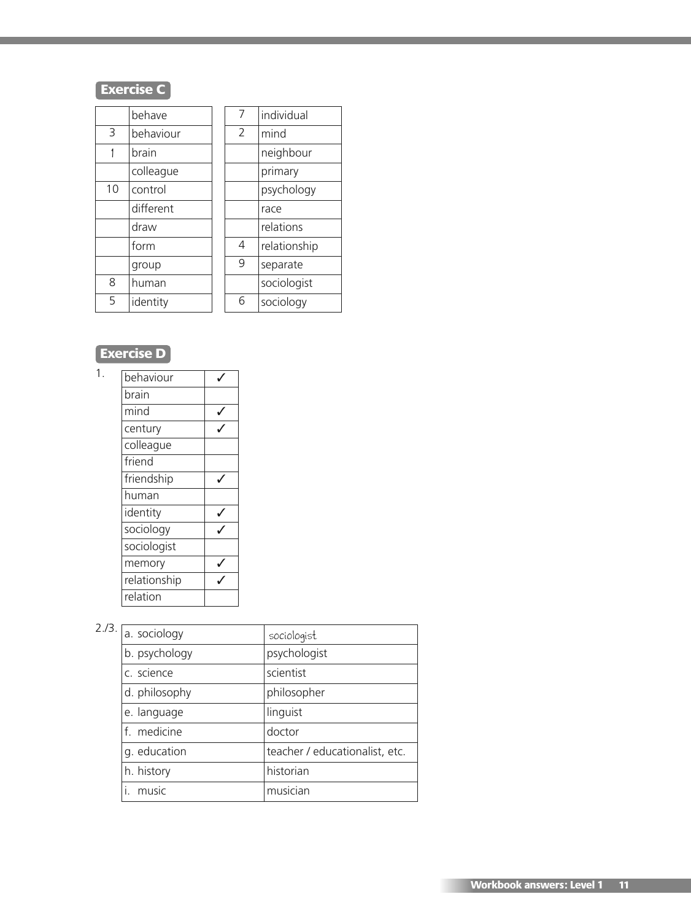## Exercise C

| | |
|---|---|
| | behave |
| 3 | behaviour |
| 1 | brain |
| | colleague |
| 10 | control |
| | different |
| | draw |
| | form |
| | group |
| 8 | human |
| 5 | identity |

| | |
|---|---|
| 7 | individual |
| 2 | mind |
| | neighbour |
| | primary |
| | psychology |
| | race |
| | relations |
| 4 | relationship |
| 9 | separate |
| | sociologist |
| 6 | sociology |

## Exercise D

1.

| | |
|---|---|
| behaviour | ✓ |
| brain | |
| mind | ✓ |
| century | ✓ |
| colleague | |
| friend | |
| friendship | ✓ |
| human | |
| identity | ✓ |
| sociology | ✓ |
| sociologist | |
| memory | ✓ |
| relationship | ✓ |
| relation | |

2./3.

| | |
|---|---|
| a. sociology | sociologist |
| b. psychology | psychologist |
| c. science | scientist |
| d. philosophy | philosopher |
| e. language | linguist |
| f. medicine | doctor |
| g. education | teacher / educationalist, etc. |
| h. history | historian |
| i. music | musician |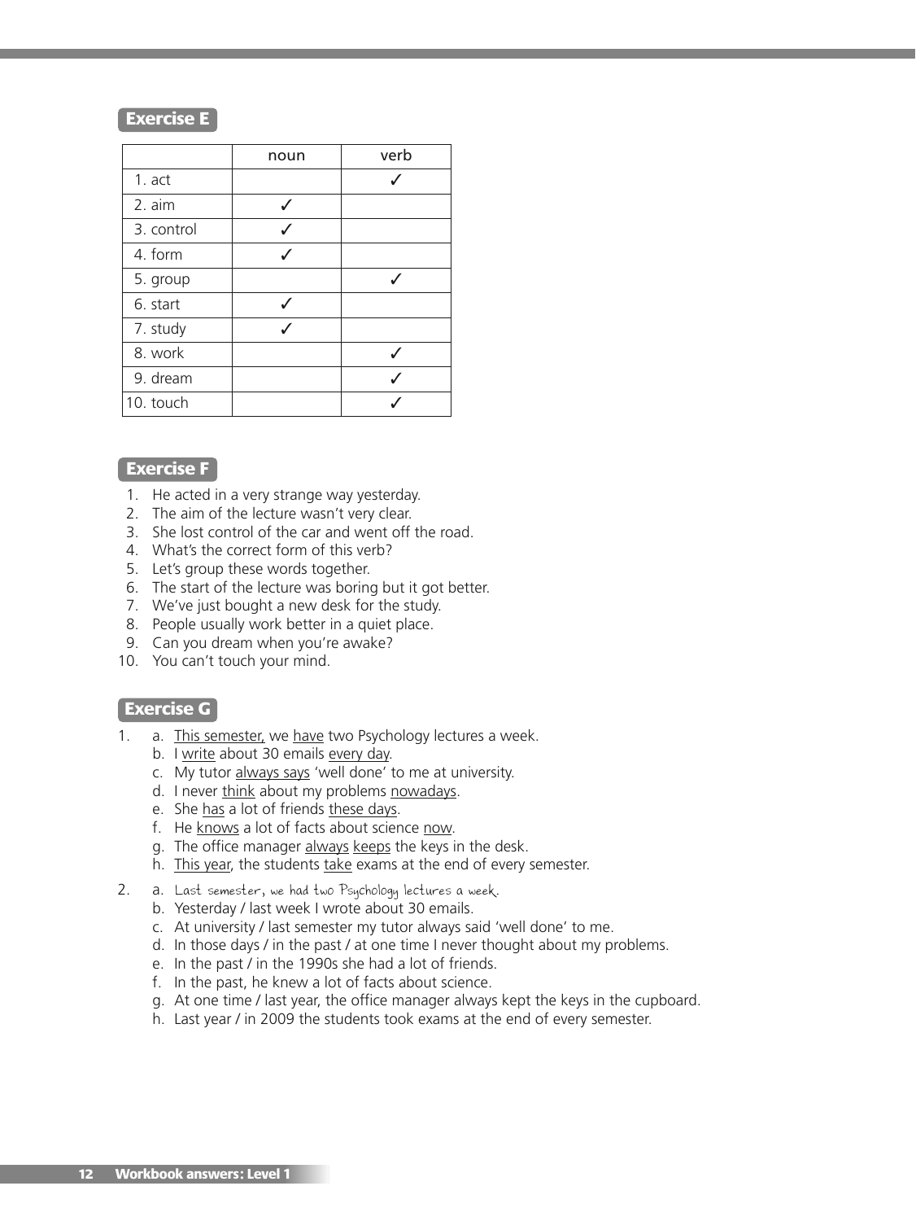## Exercise E

| | noun | verb |
|---|---|---|
| 1. act | | ✓ |
| 2. aim | ✓ | |
| 3. control | ✓ | |
| 4. form | ✓ | |
| 5. group | | ✓ |
| 6. start | ✓ | |
| 7. study | ✓ | |
| 8. work | | ✓ |
| 9. dream | | ✓ |
| 10. touch | | ✓ |

## Exercise F

1. He acted in a very strange way yesterday.
2. The aim of the lecture wasn't very clear.
3. She lost control of the car and went off the road.
4. What's the correct form of this verb?
5. Let's group these words together.
6. The start of the lecture was boring but it got better.
7. We've just bought a new desk for the study.
8. People usually work better in a quiet place.
9. Can you dream when you're awake?
10. You can't touch your mind.

## Exercise G

1. a. <u>This semester,</u> we <u>have</u> two Psychology lectures a week.
   b. I <u>write</u> about 30 emails <u>every day</u>.
   c. My tutor <u>always says</u> 'well done' to me at university.
   d. I never <u>think</u> about my problems <u>nowadays</u>.
   e. She <u>has</u> a lot of friends <u>these days</u>.
   f. He <u>knows</u> a lot of facts about science <u>now</u>.
   g. The office manager <u>always</u> <u>keeps</u> the keys in the desk.
   h. <u>This year</u>, the students <u>take</u> exams at the end of every semester.
2. a. Last semester, we had two Psychology lectures a week.
   b. Yesterday / last week I wrote about 30 emails.
   c. At university / last semester my tutor always said 'well done' to me.
   d. In those days / in the past / at one time I never thought about my problems.
   e. In the past / in the 1990s she had a lot of friends.
   f. In the past, he knew a lot of facts about science.
   g. At one time / last year, the office manager always kept the keys in the cupboard.
   h. Last year / in 2009 the students took exams at the end of every semester.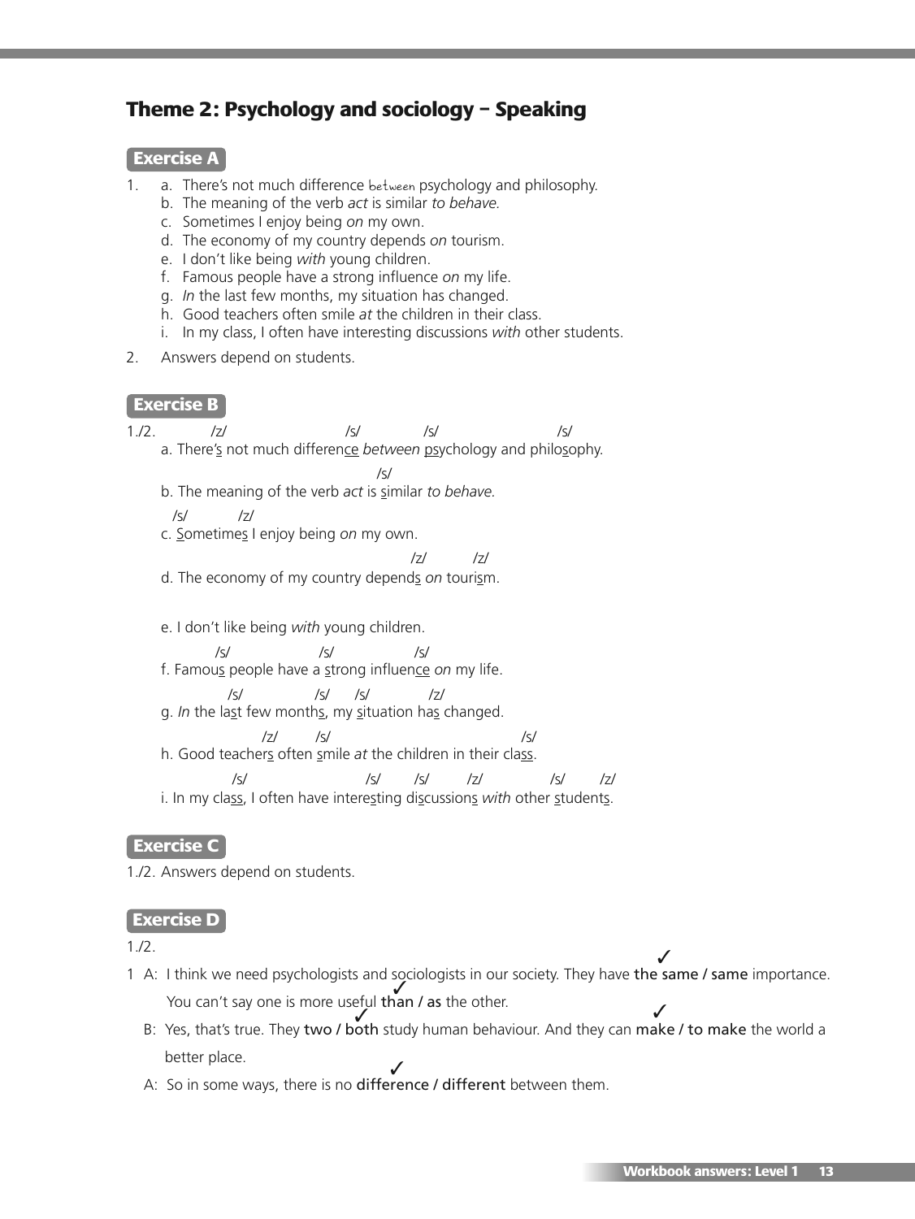## Theme 2: Psychology and sociology – Speaking

### Exercise A

1. a. There's not much difference between psychology and philosophy.
   b. The meaning of the verb *act* is similar *to behave.*
   c. Sometimes I enjoy being *on* my own.
   d. The economy of my country depends *on* tourism.
   e. I don't like being *with* young children.
   f. Famous people have a strong influence *on* my life.
   g. *In* the last few months, my situation has changed.
   h. Good teachers often smile *at* the children in their class.
   i. In my class, I often have interesting discussions *with* other students.
2. Answers depend on students.

### Exercise B

1./2.

a. There'<u>s</u> /z/ not much differen<u>ce</u> /s/ *between* <u>ps</u>ychology /s/ and philo<u>s</u>ophy /s/.

b. The meaning of the verb *act* is <u>s</u>imilar /s/ *to behave.*

c. <u>S</u>ometime<u>s</u> /s/ /z/ I enjoy being *on* my own.

d. The economy of my country depend<u>s</u> /z/ *on* touri<u>s</u>m /z/.

e. I don't like being *with* young children.

f. Famou<u>s</u> /s/ people have a <u>s</u>trong /s/ influen<u>ce</u> /s/ *on* my life.

g. *In* the la<u>s</u>t /s/ few month<u>s</u> /s/, my <u>s</u>ituation /s/ ha<u>s</u> /z/ changed.

h. Good teacher<u>s</u> /z/ often <u>s</u>mile /s/ *at* the children in their cla<u>ss</u> /s/.

i. In my cla<u>ss</u> /s/, I often have intere<u>s</u>ting /s/ di<u>s</u>cussion<u>s</u> /s/ /z/ *with* other <u>s</u>tudent<u>s</u> /s/ /z/.

### Exercise C

1./2. Answers depend on students.

### Exercise D

1./2.

1 A: I think we need psychologists and sociologists in our society. They have the same ✓ / same importance. You can't say one is more useful than ✓ / as the other.

B: Yes, that's true. They two / both ✓ study human behaviour. And they can make ✓ / to make the world a better place.

A: So in some ways, there is no difference ✓ / different between them.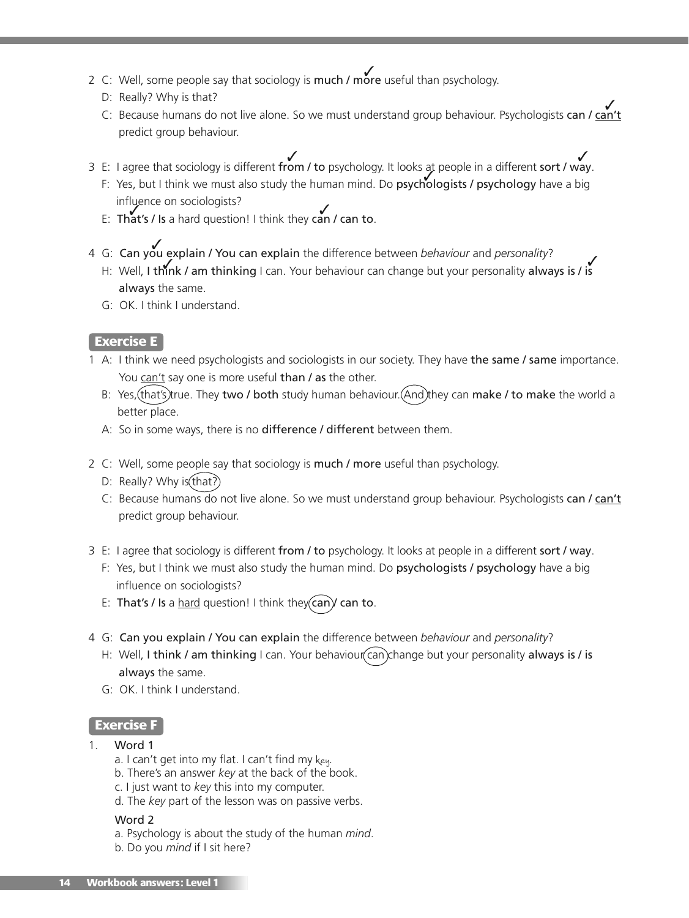2 C: Well, some people say that sociology is **much / more** ✓ useful than psychology.

D: Really? Why is that?

C: Because humans do not live alone. So we must understand group behaviour. Psychologists **can / can't** ✓ predict group behaviour.

3 E: I agree that sociology is different **from** ✓ **/ to** psychology. It looks at people in a different **sort / way** ✓.

F: Yes, but I think we must also study the human mind. Do **psychologists** ✓ **/ psychology** have a big influence on sociologists?

E: **That's** ✓ **/ Is** a hard question! I think they **can** ✓ **/ can to**.

4 G: **Can you explain** ✓ **/ You can explain** the difference between *behaviour* and *personality*?

H: Well, **I think** ✓ **/ am thinking** I can. Your behaviour can change but your personality **always is / is always** ✓ the same.

G: OK. I think I understand.

## Exercise E

1 A: I think we need psychologists and sociologists in our society. They have **the same / same** importance. You can't say one is more useful **than / as** the other.

B: Yes, that's true. They **two / both** study human behaviour. And they can **make / to make** the world a better place.

A: So in some ways, there is no **difference / different** between them.

2 C: Well, some people say that sociology is **much / more** useful than psychology.

D: Really? Why is that?

C: Because humans do not live alone. So we must understand group behaviour. Psychologists **can / can't** predict group behaviour.

3 E: I agree that sociology is different **from / to** psychology. It looks at people in a different **sort / way**.

F: Yes, but I think we must also study the human mind. Do **psychologists / psychology** have a big influence on sociologists?

E: **That's / Is** a hard question! I think they **can / can to**.

4 G: **Can you explain / You can explain** the difference between *behaviour* and *personality*?

H: Well, **I think / am thinking** I can. Your behaviour can change but your personality **always is / is always** the same.

G: OK. I think I understand.

## Exercise F

1. Word 1
   - a. I can't get into my flat. I can't find my key.
   - b. There's an answer *key* at the back of the book.
   - c. I just want to *key* this into my computer.
   - d. The *key* part of the lesson was on passive verbs.

   Word 2
   - a. Psychology is about the study of the human *mind*.
   - b. Do you *mind* if I sit here?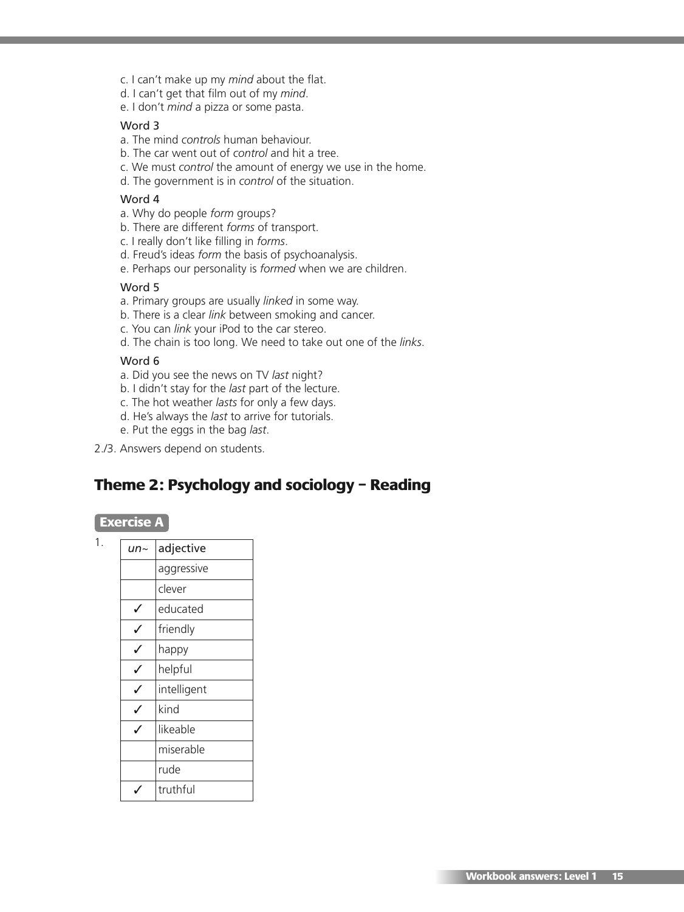c. I can't make up my *mind* about the flat.
d. I can't get that film out of my *mind*.
e. I don't *mind* a pizza or some pasta.

Word 3
a. The mind *controls* human behaviour.
b. The car went out of *control* and hit a tree.
c. We must *control* the amount of energy we use in the home.
d. The government is in *control* of the situation.

Word 4
a. Why do people *form* groups?
b. There are different *forms* of transport.
c. I really don't like filling in *forms*.
d. Freud's ideas *form* the basis of psychoanalysis.
e. Perhaps our personality is *formed* when we are children.

Word 5
a. Primary groups are usually *linked* in some way.
b. There is a clear *link* between smoking and cancer.
c. You can *link* your iPod to the car stereo.
d. The chain is too long. We need to take out one of the *links*.

Word 6
a. Did you see the news on TV *last* night?
b. I didn't stay for the *last* part of the lecture.
c. The hot weather *lasts* for only a few days.
d. He's always the *last* to arrive for tutorials.
e. Put the eggs in the bag *last*.

2./3. Answers depend on students.

## Theme 2: Psychology and sociology – Reading

### Exercise A

1.

| *un~* | adjective |
|---|---|
| | aggressive |
| | clever |
| ✓ | educated |
| ✓ | friendly |
| ✓ | happy |
| ✓ | helpful |
| ✓ | intelligent |
| ✓ | kind |
| ✓ | likeable |
| | miserable |
| | rude |
| ✓ | truthful |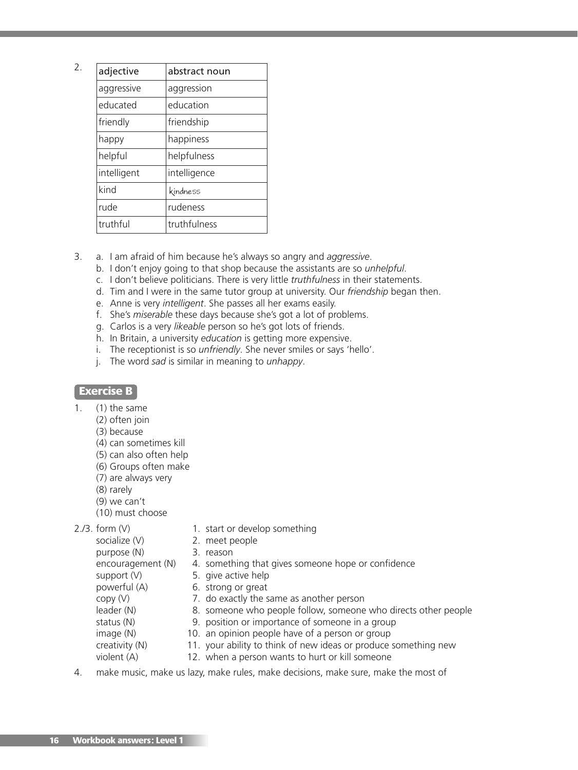2.

| adjective | abstract noun |
|---|---|
| aggressive | aggression |
| educated | education |
| friendly | friendship |
| happy | happiness |
| helpful | helpfulness |
| intelligent | intelligence |
| kind | kindness |
| rude | rudeness |
| truthful | truthfulness |

3. a. I am afraid of him because he's always so angry and *aggressive*.
   b. I don't enjoy going to that shop because the assistants are so *unhelpful*.
   c. I don't believe politicians. There is very little *truthfulness* in their statements.
   d. Tim and I were in the same tutor group at university. Our *friendship* began then.
   e. Anne is very *intelligent*. She passes all her exams easily.
   f. She's *miserable* these days because she's got a lot of problems.
   g. Carlos is a very *likeable* person so he's got lots of friends.
   h. In Britain, a university *education* is getting more expensive.
   i. The receptionist is so *unfriendly*. She never smiles or says 'hello'.
   j. The word *sad* is similar in meaning to *unhappy*.

## Exercise B

1. (1) the same
   (2) often join
   (3) because
   (4) can sometimes kill
   (5) can also often help
   (6) Groups often make
   (7) are always very
   (8) rarely
   (9) we can't
   (10) must choose

2./3.

| | |
|---|---|
| form (V) | 1. start or develop something |
| socialize (V) | 2. meet people |
| purpose (N) | 3. reason |
| encouragement (N) | 4. something that gives someone hope or confidence |
| support (V) | 5. give active help |
| powerful (A) | 6. strong or great |
| copy (V) | 7. do exactly the same as another person |
| leader (N) | 8. someone who people follow, someone who directs other people |
| status (N) | 9. position or importance of someone in a group |
| image (N) | 10. an opinion people have of a person or group |
| creativity (N) | 11. your ability to think of new ideas or produce something new |
| violent (A) | 12. when a person wants to hurt or kill someone |

4. make music, make us lazy, make rules, make decisions, make sure, make the most of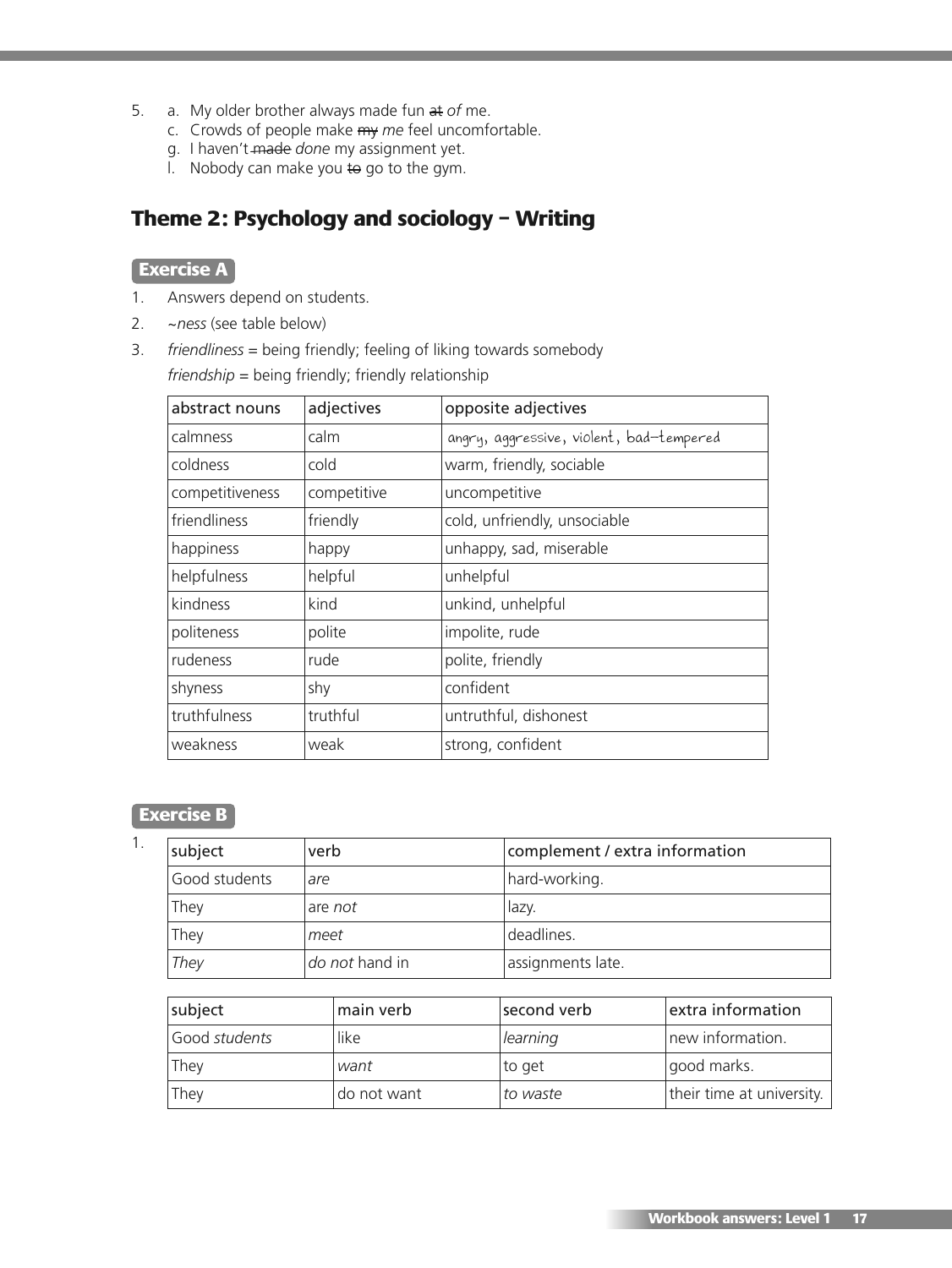5. a. My older brother always made fun ~~at~~ *of* me.
   c. Crowds of people make ~~my~~ *me* feel uncomfortable.
   g. I haven't ~~made~~ *done* my assignment yet.
   l. Nobody can make you ~~to~~ go to the gym.

## Theme 2: Psychology and sociology – Writing

### Exercise A

1. Answers depend on students.
2. *~ness* (see table below)
3. *friendliness* = being friendly; feeling of liking towards somebody
   *friendship* = being friendly; friendly relationship

| abstract nouns | adjectives | opposite adjectives |
|---|---|---|
| calmness | calm | angry, aggressive, violent, bad-tempered |
| coldness | cold | warm, friendly, sociable |
| competitiveness | competitive | uncompetitive |
| friendliness | friendly | cold, unfriendly, unsociable |
| happiness | happy | unhappy, sad, miserable |
| helpfulness | helpful | unhelpful |
| kindness | kind | unkind, unhelpful |
| politeness | polite | impolite, rude |
| rudeness | rude | polite, friendly |
| shyness | shy | confident |
| truthfulness | truthful | untruthful, dishonest |
| weakness | weak | strong, confident |

### Exercise B

1.

| subject | verb | complement / extra information |
|---|---|---|
| Good students | *are* | hard-working. |
| They | are *not* | lazy. |
| They | *meet* | deadlines. |
| *They* | *do not* hand in | assignments late. |

| subject | main verb | second verb | extra information |
|---|---|---|---|
| Good *students* | like | *learning* | new information. |
| They | *want* | to get | good marks. |
| They | do not want | *to waste* | their time at university. |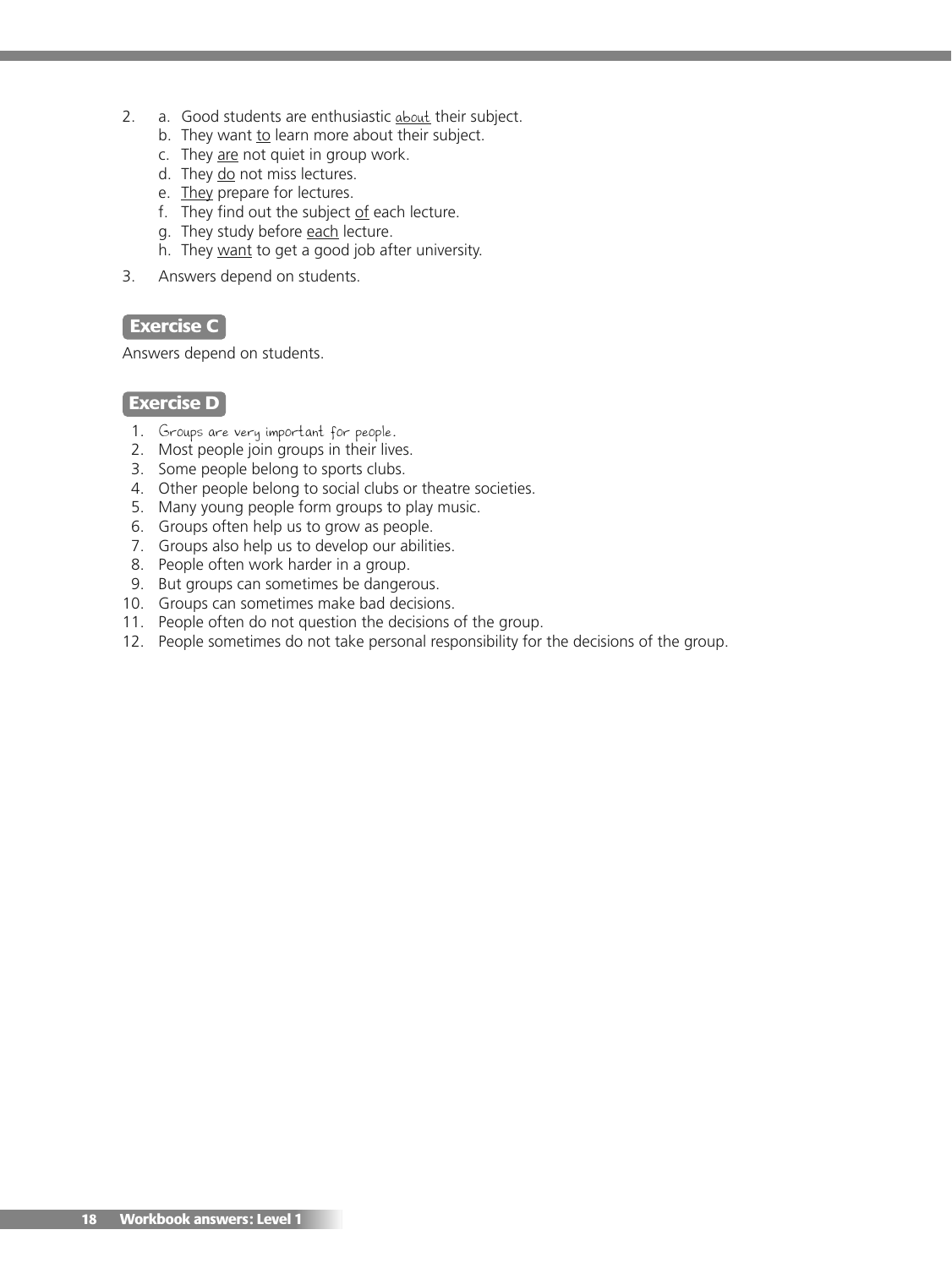2. a. Good students are enthusiastic <u>about</u> their subject.
   b. They want <u>to</u> learn more about their subject.
   c. They <u>are</u> not quiet in group work.
   d. They <u>do</u> not miss lectures.
   e. <u>They</u> prepare for lectures.
   f. They find out the subject <u>of</u> each lecture.
   g. They study before <u>each</u> lecture.
   h. They <u>want</u> to get a good job after university.
3. Answers depend on students.

## Exercise C

Answers depend on students.

## Exercise D

1. Groups are very important for people.
2. Most people join groups in their lives.
3. Some people belong to sports clubs.
4. Other people belong to social clubs or theatre societies.
5. Many young people form groups to play music.
6. Groups often help us to grow as people.
7. Groups also help us to develop our abilities.
8. People often work harder in a group.
9. But groups can sometimes be dangerous.
10. Groups can sometimes make bad decisions.
11. People often do not question the decisions of the group.
12. People sometimes do not take personal responsibility for the decisions of the group.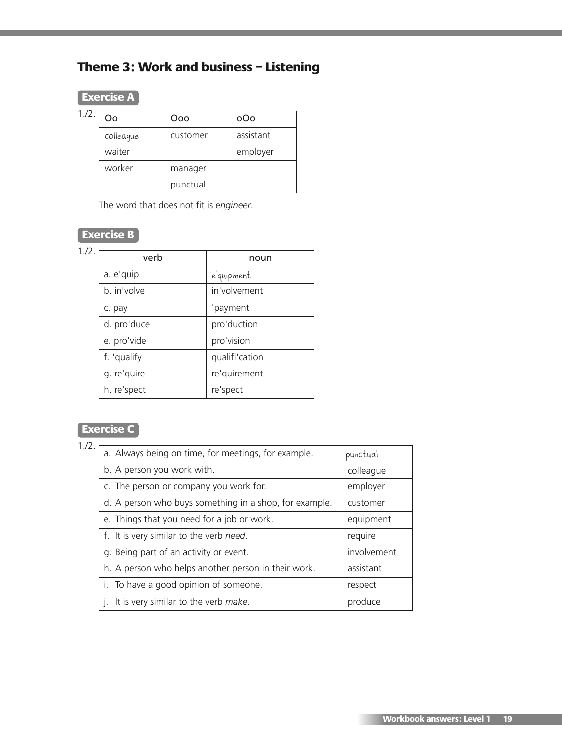# Theme 3: Work and business – Listening

## Exercise A

1./2.

| Oo | Ooo | oOo |
|---|---|---|
| colleague | customer | assistant |
| waiter | | employer |
| worker | manager | |
| | punctual | |

The word that does not fit is *engineer*.

## Exercise B

1./2.

| verb | noun |
|---|---|
| a. e'quip | e'quipment |
| b. in'volve | in'volvement |
| c. pay | 'payment |
| d. pro'duce | pro'duction |
| e. pro'vide | pro'vision |
| f. 'qualify | qualifi'cation |
| g. re'quire | re'quirement |
| h. re'spect | re'spect |

## Exercise C

1./2.

| | |
|---|---|
| a. Always being on time, for meetings, for example. | punctual |
| b. A person you work with. | colleague |
| c. The person or company you work for. | employer |
| d. A person who buys something in a shop, for example. | customer |
| e. Things that you need for a job or work. | equipment |
| f. It is very similar to the verb *need*. | require |
| g. Being part of an activity or event. | involvement |
| h. A person who helps another person in their work. | assistant |
| i. To have a good opinion of someone. | respect |
| j. It is very similar to the verb *make*. | produce |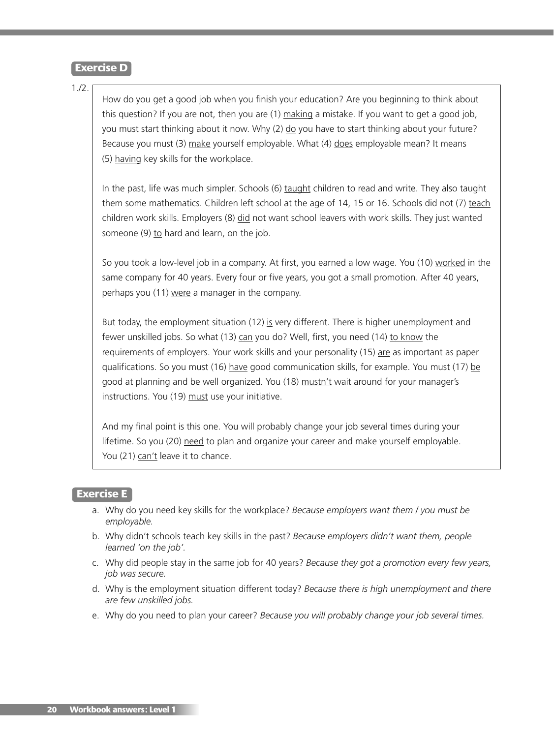## Exercise D

1./2.

How do you get a good job when you finish your education? Are you beginning to think about this question? If you are not, then you are (1) <u>making</u> a mistake. If you want to get a good job, you must start thinking about it now. Why (2) <u>do</u> you have to start thinking about your future? Because you must (3) <u>make</u> yourself employable. What (4) <u>does</u> employable mean? It means (5) <u>having</u> key skills for the workplace.

In the past, life was much simpler. Schools (6) <u>taught</u> children to read and write. They also taught them some mathematics. Children left school at the age of 14, 15 or 16. Schools did not (7) <u>teach</u> children work skills. Employers (8) <u>did</u> not want school leavers with work skills. They just wanted someone (9) <u>to</u> hard and learn, on the job.

So you took a low-level job in a company. At first, you earned a low wage. You (10) <u>worked</u> in the same company for 40 years. Every four or five years, you got a small promotion. After 40 years, perhaps you (11) <u>were</u> a manager in the company.

But today, the employment situation (12) <u>is</u> very different. There is higher unemployment and fewer unskilled jobs. So what (13) <u>can</u> you do? Well, first, you need (14) <u>to know</u> the requirements of employers. Your work skills and your personality (15) <u>are</u> as important as paper qualifications. So you must (16) <u>have</u> good communication skills, for example. You must (17) <u>be</u> good at planning and be well organized. You (18) <u>mustn't</u> wait around for your manager's instructions. You (19) <u>must</u> use your initiative.

And my final point is this one. You will probably change your job several times during your lifetime. So you (20) <u>need</u> to plan and organize your career and make yourself employable. You (21) <u>can't</u> leave it to chance.

## Exercise E

a. Why do you need key skills for the workplace? *Because employers want them / you must be employable.*

b. Why didn't schools teach key skills in the past? *Because employers didn't want them, people learned 'on the job'.*

c. Why did people stay in the same job for 40 years? *Because they got a promotion every few years, job was secure.*

d. Why is the employment situation different today? *Because there is high unemployment and there are few unskilled jobs.*

e. Why do you need to plan your career? *Because you will probably change your job several times.*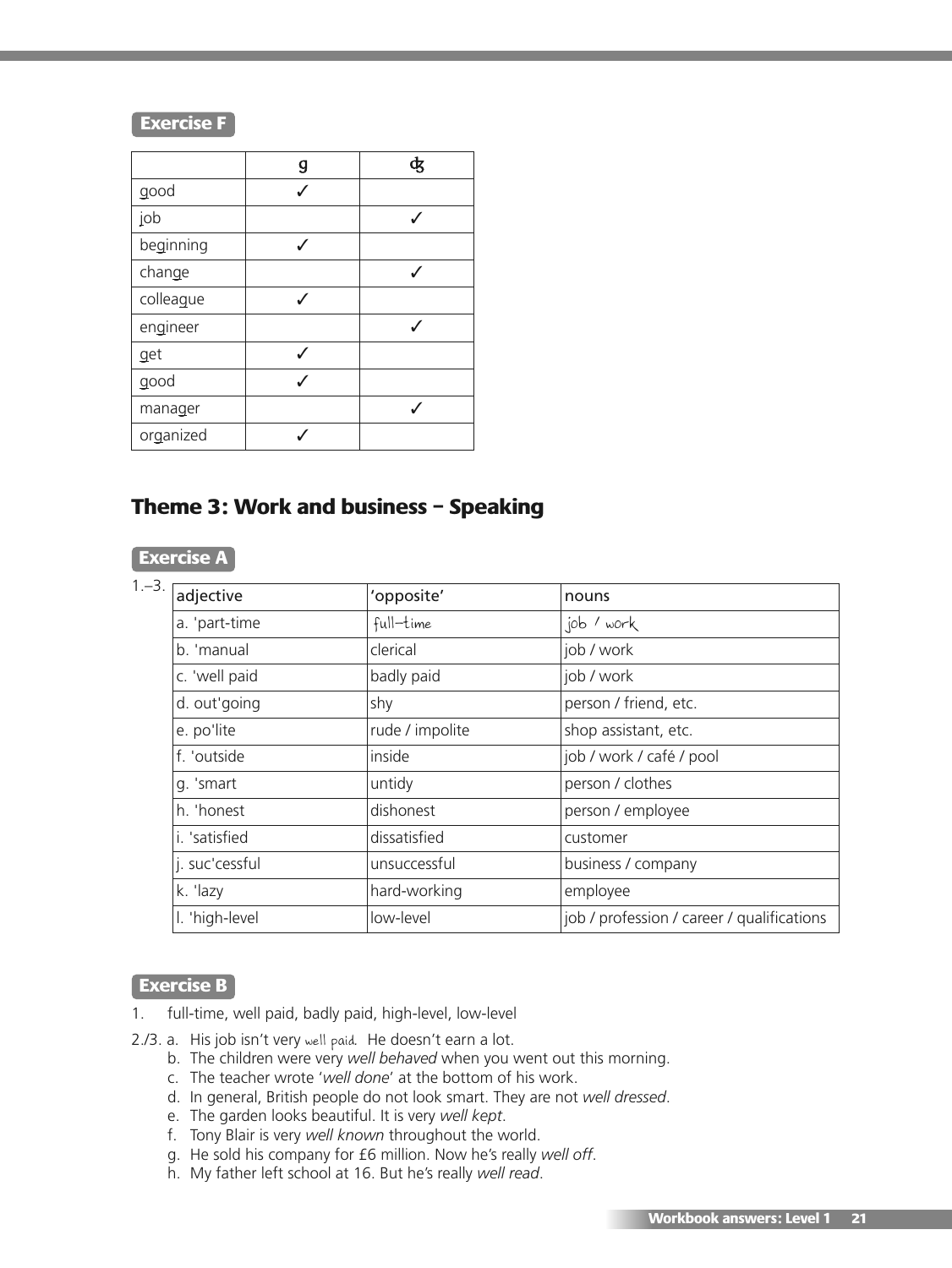**Exercise F**

| | g | ʤ |
|---|---|---|
| good | ✓ | |
| job | | ✓ |
| beginning | ✓ | |
| change | | ✓ |
| colleague | ✓ | |
| engineer | | ✓ |
| get | ✓ | |
| good | ✓ | |
| manager | | ✓ |
| organized | ✓ | |

## Theme 3: Work and business – Speaking

**Exercise A**

1.–3.

| adjective | 'opposite' | nouns |
|---|---|---|
| a. 'part-time | full-time | job / work |
| b. 'manual | clerical | job / work |
| c. 'well paid | badly paid | job / work |
| d. out'going | shy | person / friend, etc. |
| e. po'lite | rude / impolite | shop assistant, etc. |
| f. 'outside | inside | job / work / café / pool |
| g. 'smart | untidy | person / clothes |
| h. 'honest | dishonest | person / employee |
| i. 'satisfied | dissatisfied | customer |
| j. suc'cessful | unsuccessful | business / company |
| k. 'lazy | hard-working | employee |
| l. 'high-level | low-level | job / profession / career / qualifications |

**Exercise B**

1. full-time, well paid, badly paid, high-level, low-level

2./3.
   a. His job isn't very well paid. He doesn't earn a lot.
   b. The children were very *well behaved* when you went out this morning.
   c. The teacher wrote '*well done*' at the bottom of his work.
   d. In general, British people do not look smart. They are not *well dressed*.
   e. The garden looks beautiful. It is very *well kept*.
   f. Tony Blair is very *well known* throughout the world.
   g. He sold his company for £6 million. Now he's really *well off*.
   h. My father left school at 16. But he's really *well read*.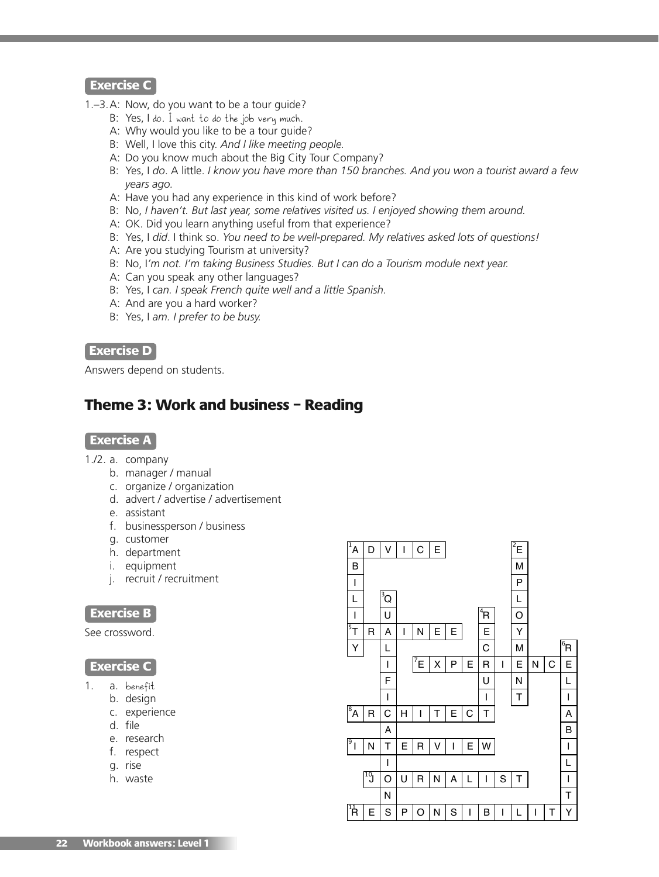## Exercise C

1.–3. A: Now, do you want to be a tour guide?
B: Yes, I do. I want to do the job very much.
A: Why would you like to be a tour guide?
B: Well, I love this city. *And I like meeting people.*
A: Do you know much about the Big City Tour Company?
B: Yes, I *do*. A little. *I know you have more than 150 branches. And you won a tourist award a few years ago.*
A: Have you had any experience in this kind of work before?
B: No, *I haven't. But last year, some relatives visited us. I enjoyed showing them around.*
A: OK. Did you learn anything useful from that experience?
B: Yes, I *did*. I think so. *You need to be well-prepared. My relatives asked lots of questions!*
A: Are you studying Tourism at university?
B: No, I*'m not. I'm taking Business Studies. But I can do a Tourism module next year.*
A: Can you speak any other languages?
B: Yes, I *can. I speak French quite well and a little Spanish.*
A: And are you a hard worker?
B: Yes, I *am. I prefer to be busy.*

## Exercise D

Answers depend on students.

# Theme 3: Work and business – Reading

## Exercise A

1./2. a. company
b. manager / manual
c. organize / organization
d. advert / advertise / advertisement
e. assistant
f. businessperson / business
g. customer
h. department
i. equipment
j. recruit / recruitment

## Exercise B

See crossword.

| | | | | | | | | | | | | | |
|---|---|---|---|---|---|---|---|---|---|---|---|---|---|
| 1 A | D | V | I | C | E | | | | | 2 E | | | |
| B | | | | | | | | | | M | | | |
| I | | | | | | | | | | P | | | |
| L | | 3 Q | | | | | | | | L | | | |
| I | | U | | | | | | 4 R | | O | | | |
| 5 T | R | A | I | N | E | E | | E | | Y | | | |
| Y | | L | | | | | | C | | M | | | 6 R |
| | | I | | 7 E | X | P | E | R | I | E | N | C | E |
| | | F | | | | | | U | | N | | | L |
| | | I | | | | | | I | | T | | | I |
| 8 A | R | C | H | I | T | E | C | T | | | | | A |
| | | A | | | | | | | | | | | B |
| 9 I | N | T | E | R | V | I | E | W | | | | | I |
| | | I | | | | | | | | | | | L |
| | 10 J | O | U | R | N | A | L | I | S | T | | | I |
| | | N | | | | | | | | | | | T |
| 11 R | E | S | P | O | N | S | I | B | I | L | I | T | Y |

## Exercise C

1. a. benefit
b. design
c. experience
d. file
e. research
f. respect
g. rise
h. waste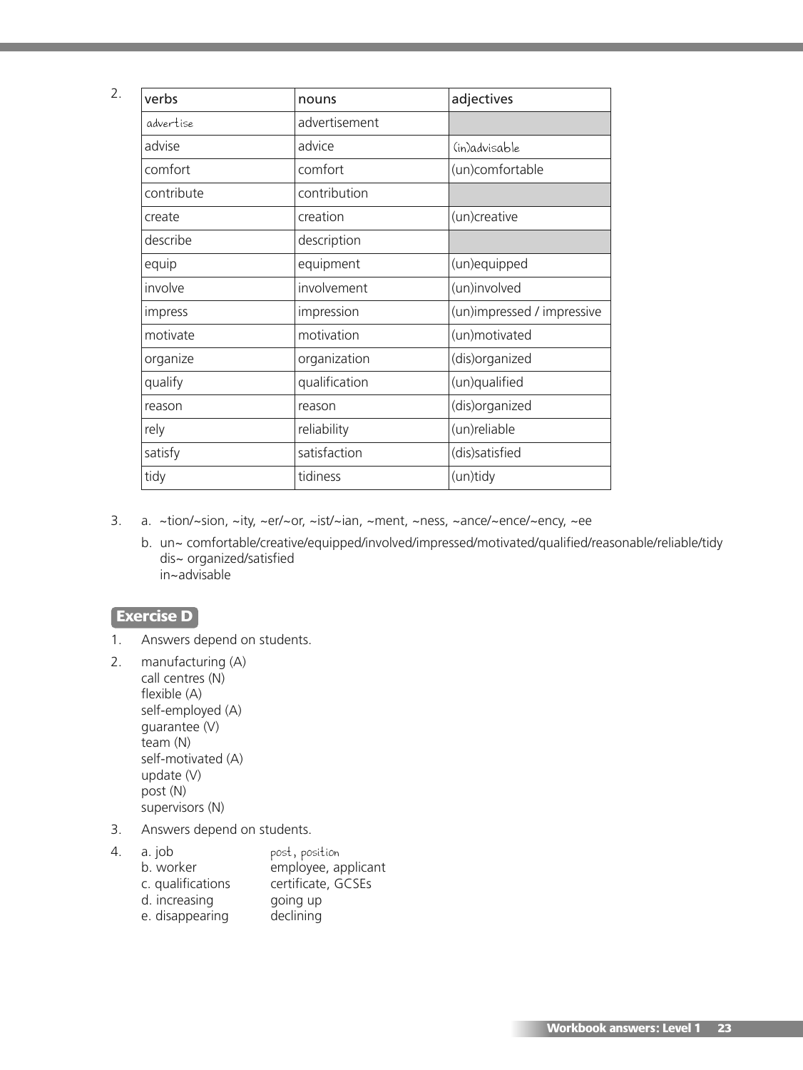2.

| verbs | nouns | adjectives |
|---|---|---|
| advertise | advertisement | |
| advise | advice | (in)advisable |
| comfort | comfort | (un)comfortable |
| contribute | contribution | |
| create | creation | (un)creative |
| describe | description | |
| equip | equipment | (un)equipped |
| involve | involvement | (un)involved |
| impress | impression | (un)impressed / impressive |
| motivate | motivation | (un)motivated |
| organize | organization | (dis)organized |
| qualify | qualification | (un)qualified |
| reason | reason | (dis)organized |
| rely | reliability | (un)reliable |
| satisfy | satisfaction | (dis)satisfied |
| tidy | tidiness | (un)tidy |

3. a. ~tion/~sion, ~ity, ~er/~or, ~ist/~ian, ~ment, ~ness, ~ance/~ence/~ency, ~ee

   b. un~ comfortable/creative/equipped/involved/impressed/motivated/qualified/reasonable/reliable/tidy
   dis~ organized/satisfied
   in~advisable

## Exercise D

1. Answers depend on students.
2. manufacturing (A)
   call centres (N)
   flexible (A)
   self-employed (A)
   guarantee (V)
   team (N)
   self-motivated (A)
   update (V)
   post (N)
   supervisors (N)
3. Answers depend on students.
4. a. job — post, position
   b. worker — employee, applicant
   c. qualifications — certificate, GCSEs
   d. increasing — going up
   e. disappearing — declining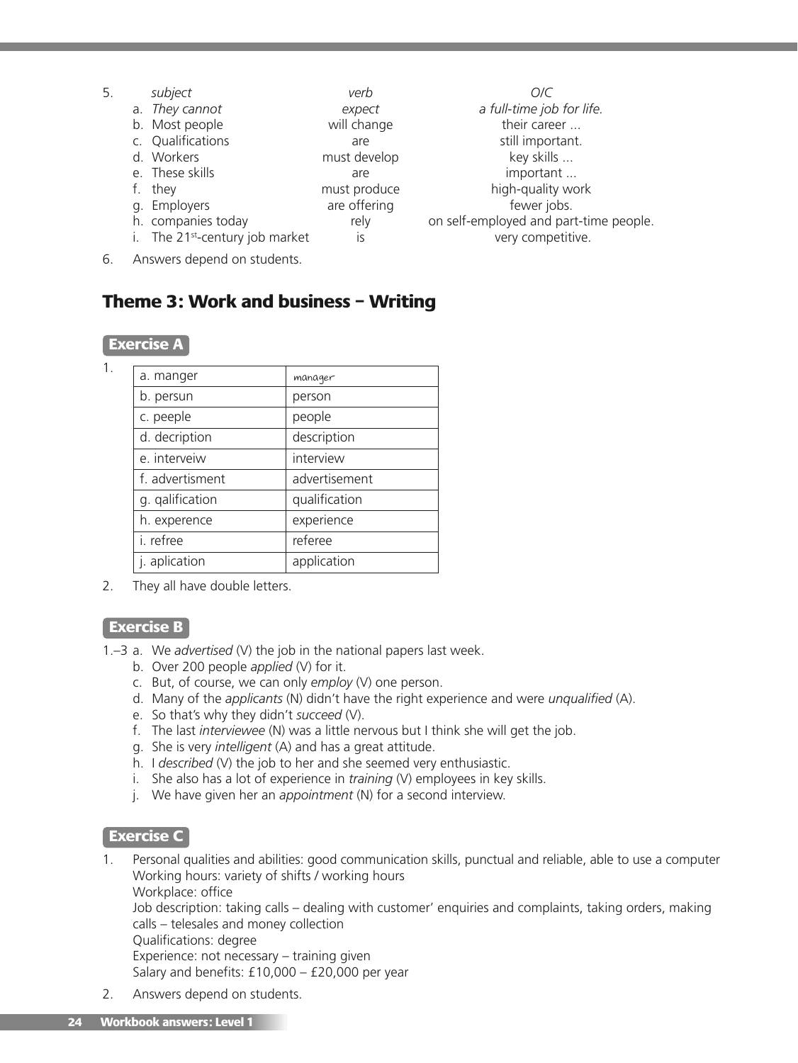5.

| | *subject* | *verb* | *O/C* |
|---|---|---|---|
| a. | *They cannot* | *expect* | *a full-time job for life.* |
| b. | Most people | will change | their career ... |
| c. | Qualifications | are | still important. |
| d. | Workers | must develop | key skills ... |
| e. | These skills | are | important ... |
| f. | they | must produce | high-quality work |
| g. | Employers | are offering | fewer jobs. |
| h. | companies today | rely | on self-employed and part-time people. |
| i. | The 21st-century job market | is | very competitive. |

6. Answers depend on students.

## Theme 3: Work and business – Writing

### Exercise A

1.

| | |
|---|---|
| a. manger | manager |
| b. persun | person |
| c. peeple | people |
| d. decription | description |
| e. interveiw | interview |
| f. advertisment | advertisement |
| g. qalification | qualification |
| h. experence | experience |
| i. refree | referee |
| j. aplication | application |

2. They all have double letters.

### Exercise B

1.–3.
a. We *advertised* (V) the job in the national papers last week.
b. Over 200 people *applied* (V) for it.
c. But, of course, we can only *employ* (V) one person.
d. Many of the *applicants* (N) didn't have the right experience and were *unqualified* (A).
e. So that's why they didn't *succeed* (V).
f. The last *interviewee* (N) was a little nervous but I think she will get the job.
g. She is very *intelligent* (A) and has a great attitude.
h. I *described* (V) the job to her and she seemed very enthusiastic.
i. She also has a lot of experience in *training* (V) employees in key skills.
j. We have given her an *appointment* (N) for a second interview.

### Exercise C

1. Personal qualities and abilities: good communication skills, punctual and reliable, able to use a computer
   Working hours: variety of shifts / working hours
   Workplace: office
   Job description: taking calls – dealing with customer' enquiries and complaints, taking orders, making calls – telesales and money collection
   Qualifications: degree
   Experience: not necessary – training given
   Salary and benefits: £10,000 – £20,000 per year

2. Answers depend on students.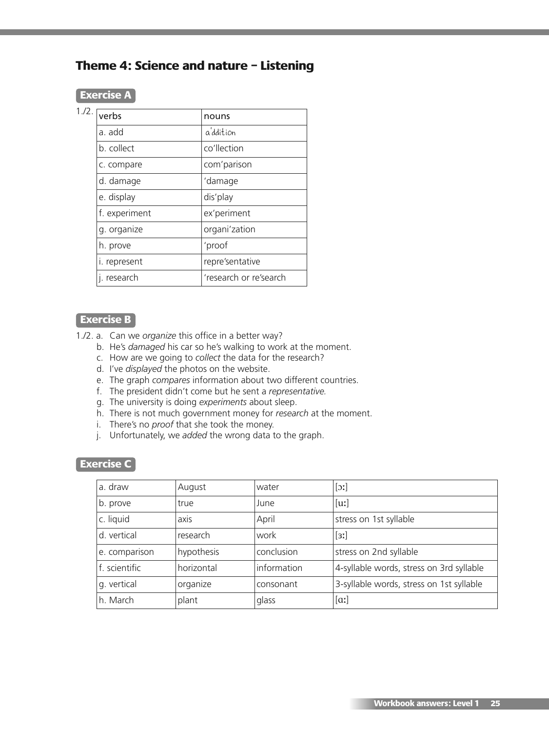# Theme 4: Science and nature – Listening

## Exercise A

1./2.

| verbs | nouns |
|---|---|
| a. add | a'ddition |
| b. collect | co'llection |
| c. compare | com'parison |
| d. damage | 'damage |
| e. display | dis'play |
| f. experiment | ex'periment |
| g. organize | organi'zation |
| h. prove | 'proof |
| i. represent | repre'sentative |
| j. research | 'research or re'search |

## Exercise B

1./2. a. Can we *organize* this office in a better way?
- b. He's *damaged* his car so he's walking to work at the moment.
- c. How are we going to *collect* the data for the research?
- d. I've *displayed* the photos on the website.
- e. The graph *compares* information about two different countries.
- f. The president didn't come but he sent a *representative*.
- g. The university is doing *experiments* about sleep.
- h. There is not much government money for *research* at the moment.
- i. There's no *proof* that she took the money.
- j. Unfortunately, we *added* the wrong data to the graph.

## Exercise C

| | | | |
|---|---|---|---|
| a. draw | August | water | [ɔː] |
| b. prove | true | June | [uː] |
| c. liquid | axis | April | stress on 1st syllable |
| d. vertical | research | work | [ɜː] |
| e. comparison | hypothesis | conclusion | stress on 2nd syllable |
| f. scientific | horizontal | information | 4-syllable words, stress on 3rd syllable |
| g. vertical | organize | consonant | 3-syllable words, stress on 1st syllable |
| h. March | plant | glass | [ɑː] |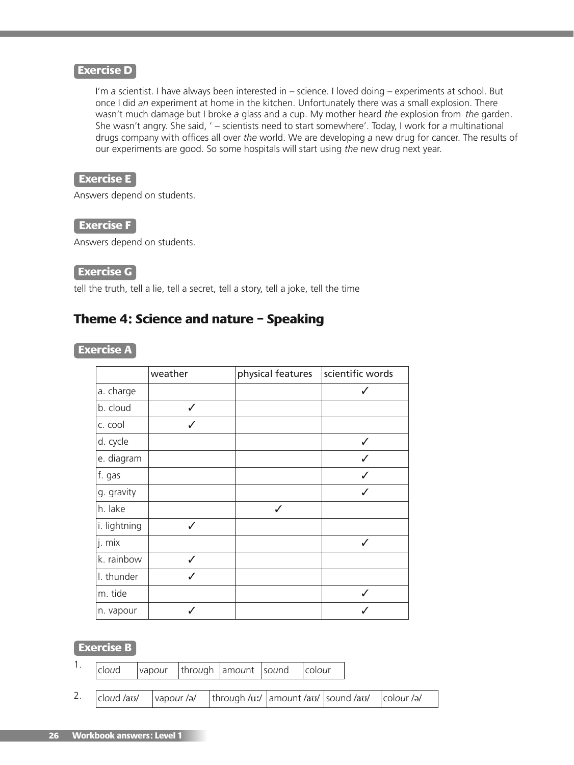## Exercise D

I'm *a* scientist. I have always been interested in – science. I loved doing – experiments at school. But once I did *an* experiment at home in the kitchen. Unfortunately there was *a* small explosion. There wasn't much damage but I broke *a* glass and a cup. My mother heard *the* explosion from *the* garden. She wasn't angry. She said, ' – scientists need to start somewhere'. Today, I work for *a* multinational drugs company with offices all over *the* world. We are developing *a* new drug for cancer. The results of our experiments are good. So some hospitals will start using *the* new drug next year.

## Exercise E

Answers depend on students.

## Exercise F

Answers depend on students.

## Exercise G

tell the truth, tell a lie, tell a secret, tell a story, tell a joke, tell the time

# Theme 4: Science and nature – Speaking

## Exercise A

| | weather | physical features | scientific words |
|---|---|---|---|
| a. charge | | | ✓ |
| b. cloud | ✓ | | |
| c. cool | ✓ | | |
| d. cycle | | | ✓ |
| e. diagram | | | ✓ |
| f. gas | | | ✓ |
| g. gravity | | | ✓ |
| h. lake | | ✓ | |
| i. lightning | ✓ | | |
| j. mix | | | ✓ |
| k. rainbow | ✓ | | |
| l. thunder | ✓ | | |
| m. tide | | | ✓ |
| n. vapour | ✓ | | ✓ |

## Exercise B

1.

| | | | | | |
|---|---|---|---|---|---|
| cl*ou*d | vap*our* | thr*ough* | am*ou*nt | s*ou*nd | col*our* |

2.

| | | | | | |
|---|---|---|---|---|---|
| cl*ou*d /aʊ/ | vap*our* /ə/ | thr*ough* /uː/ | am*ou*nt /aʊ/ | s*ou*nd /aʊ/ | col*our* /ə/ |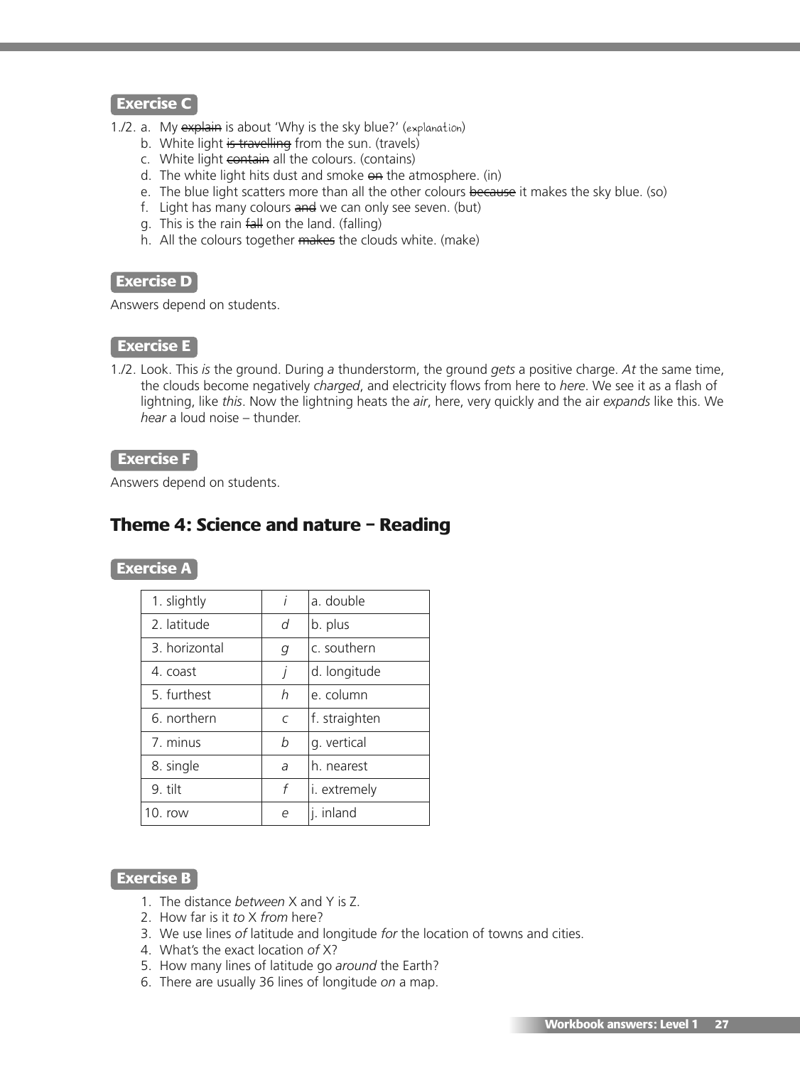### Exercise C

1./2. a. My ~~explain~~ is about 'Why is the sky blue?' (explanation)
 b. White light ~~is travelling~~ from the sun. (travels)
 c. White light ~~contain~~ all the colours. (contains)
 d. The white light hits dust and smoke ~~on~~ the atmosphere. (in)
 e. The blue light scatters more than all the other colours ~~because~~ it makes the sky blue. (so)
 f. Light has many colours ~~and~~ we can only see seven. (but)
 g. This is the rain ~~fall~~ on the land. (falling)
 h. All the colours together ~~makes~~ the clouds white. (make)

### Exercise D

Answers depend on students.

### Exercise E

1./2. Look. This *is* the ground. During *a* thunderstorm, the ground *gets* a positive charge. *At* the same time, the clouds become negatively *charged*, and electricity flows from here to *here*. We see it as a flash of lightning, like *this*. Now the lightning heats the *air*, here, very quickly and the air *expands* like this. We *hear* a loud noise – thunder.

### Exercise F

Answers depend on students.

## Theme 4: Science and nature – Reading

### Exercise A

| | | |
|---|---|---|
| 1. slightly | *i* | a. double |
| 2. latitude | *d* | b. plus |
| 3. horizontal | *g* | c. southern |
| 4. coast | *j* | d. longitude |
| 5. furthest | *h* | e. column |
| 6. northern | *c* | f. straighten |
| 7. minus | *b* | g. vertical |
| 8. single | *a* | h. nearest |
| 9. tilt | *f* | i. extremely |
| 10. row | *e* | j. inland |

### Exercise B

1. The distance *between* X and Y is Z.
2. How far is it *to* X *from* here?
3. We use lines *of* latitude and longitude *for* the location of towns and cities.
4. What's the exact location *of* X?
5. How many lines of latitude go *around* the Earth?
6. There are usually 36 lines of longitude *on* a map.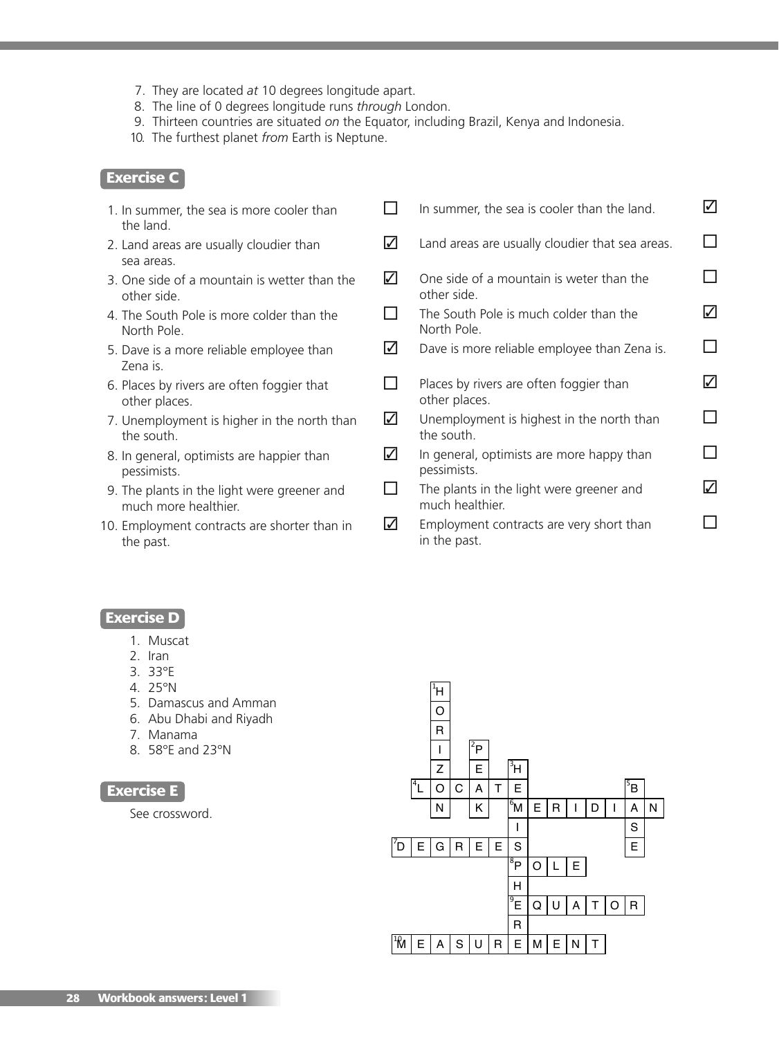7. They are located *at* 10 degrees longitude apart.
8. The line of 0 degrees longitude runs *through* London.
9. Thirteen countries are situated *on* the Equator, including Brazil, Kenya and Indonesia.
10. The furthest planet *from* Earth is Neptune.

## Exercise C

| | | | |
|---|---|---|---|
| 1. In summer, the sea is more cooler than the land. | ☐ | In summer, the sea is cooler than the land. | ☑ |
| 2. Land areas are usually cloudier than sea areas. | ☑ | Land areas are usually cloudier that sea areas. | ☐ |
| 3. One side of a mountain is wetter than the other side. | ☑ | One side of a mountain is weter than the other side. | ☐ |
| 4. The South Pole is more colder than the North Pole. | ☐ | The South Pole is much colder than the North Pole. | ☑ |
| 5. Dave is a more reliable employee than Zena is. | ☑ | Dave is more reliable employee than Zena is. | ☐ |
| 6. Places by rivers are often foggier that other places. | ☐ | Places by rivers are often foggier than other places. | ☑ |
| 7. Unemployment is higher in the north than the south. | ☑ | Unemployment is highest in the north than the south. | ☐ |
| 8. In general, optimists are happier than pessimists. | ☑ | In general, optimists are more happy than pessimists. | ☐ |
| 9. The plants in the light were greener and much more healthier. | ☐ | The plants in the light were greener and much healthier. | ☑ |
| 10. Employment contracts are shorter than in the past. | ☑ | Employment contracts are very short than in the past. | ☐ |

## Exercise D

1. Muscat
2. Iran
3. 33°E
4. 25°N
5. Damascus and Amman
6. Abu Dhabi and Riyadh
7. Manama
8. 58°E and 23°N

## Exercise E

See crossword.

1 HORIZON (down)
2 PEAK (down)
3 HEMISPHERE (down)
4 LOCATE (across)
5 BASE (down)
6 MERIDIAN (across)
7 DEGREES (across)
8 POLE (across)
9 EQUATOR (across)
10 MEASUREMENT (across)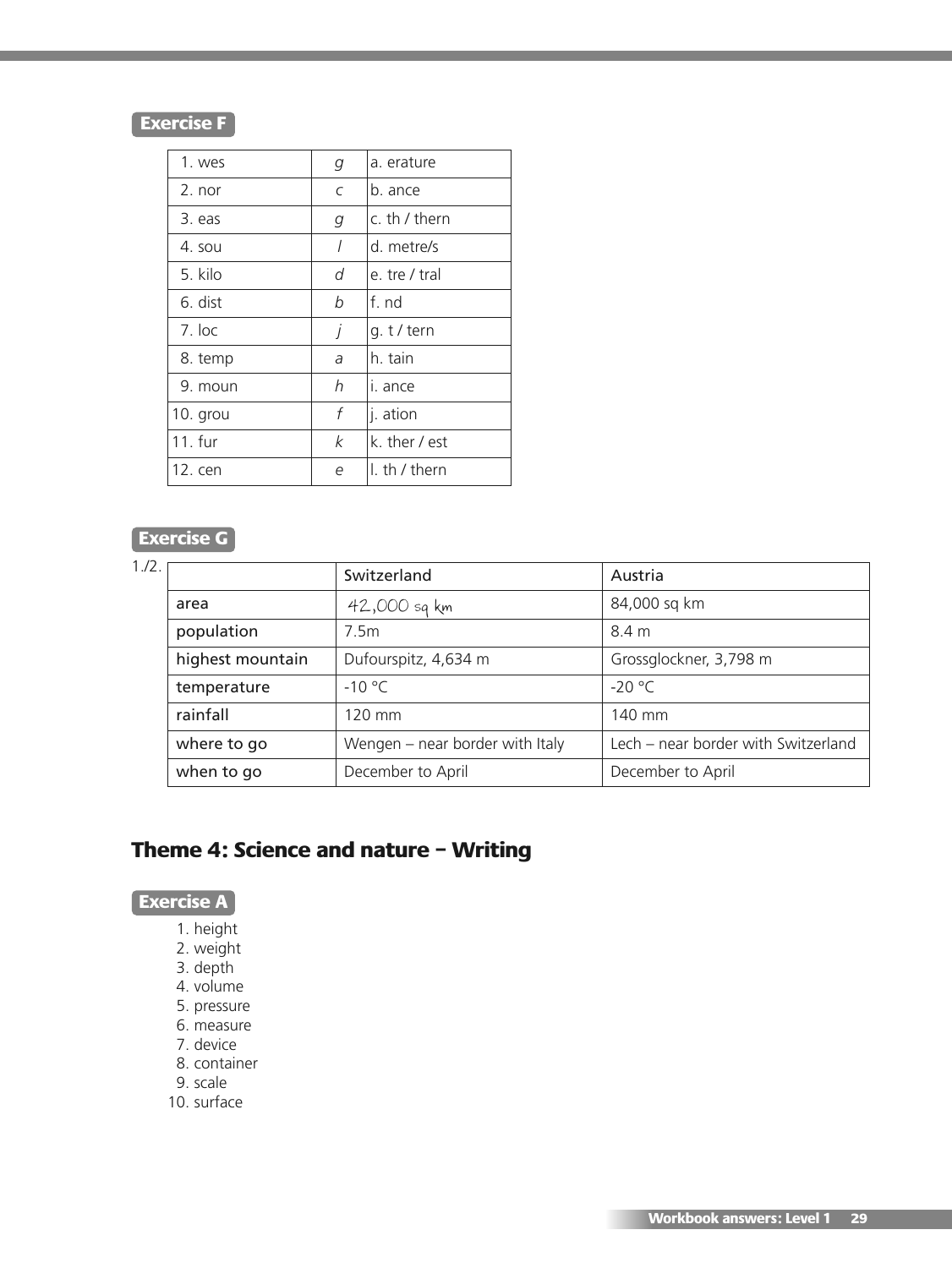## Exercise F

| | | |
|---|---|---|
| 1. wes | *g* | a. erature |
| 2. nor | *c* | b. ance |
| 3. eas | *g* | c. th / thern |
| 4. sou | *l* | d. metre/s |
| 5. kilo | *d* | e. tre / tral |
| 6. dist | *b* | f. nd |
| 7. loc | *j* | g. t / tern |
| 8. temp | *a* | h. tain |
| 9. moun | *h* | i. ance |
| 10. grou | *f* | j. ation |
| 11. fur | *k* | k. ther / est |
| 12. cen | *e* | l. th / thern |

## Exercise G

1./2.

| | Switzerland | Austria |
|---|---|---|
| area | 42,000 sq km | 84,000 sq km |
| population | 7.5m | 8.4 m |
| highest mountain | Dufourspitz, 4,634 m | Grossglockner, 3,798 m |
| temperature | -10 °C | -20 °C |
| rainfall | 120 mm | 140 mm |
| where to go | Wengen – near border with Italy | Lech – near border with Switzerland |
| when to go | December to April | December to April |

# Theme 4: Science and nature – Writing

## Exercise A

1. height
2. weight
3. depth
4. volume
5. pressure
6. measure
7. device
8. container
9. scale
10. surface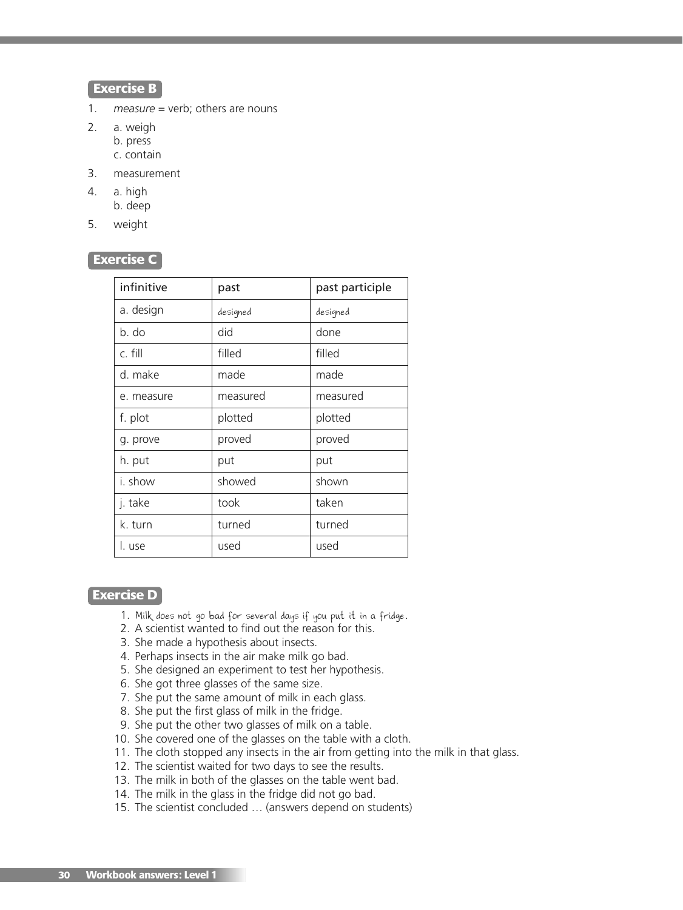## Exercise B

1. *measure* = verb; others are nouns
2. a. weigh
   b. press
   c. contain
3. measurement
4. a. high
   b. deep
5. weight

## Exercise C

| infinitive | past | past participle |
|---|---|---|
| a. design | designed | designed |
| b. do | did | done |
| c. fill | filled | filled |
| d. make | made | made |
| e. measure | measured | measured |
| f. plot | plotted | plotted |
| g. prove | proved | proved |
| h. put | put | put |
| i. show | showed | shown |
| j. take | took | taken |
| k. turn | turned | turned |
| l. use | used | used |

## Exercise D

1. Milk does not go bad for several days if you put it in a fridge.
2. A scientist wanted to find out the reason for this.
3. She made a hypothesis about insects.
4. Perhaps insects in the air make milk go bad.
5. She designed an experiment to test her hypothesis.
6. She got three glasses of the same size.
7. She put the same amount of milk in each glass.
8. She put the first glass of milk in the fridge.
9. She put the other two glasses of milk on a table.
10. She covered one of the glasses on the table with a cloth.
11. The cloth stopped any insects in the air from getting into the milk in that glass.
12. The scientist waited for two days to see the results.
13. The milk in both of the glasses on the table went bad.
14. The milk in the glass in the fridge did not go bad.
15. The scientist concluded … (answers depend on students)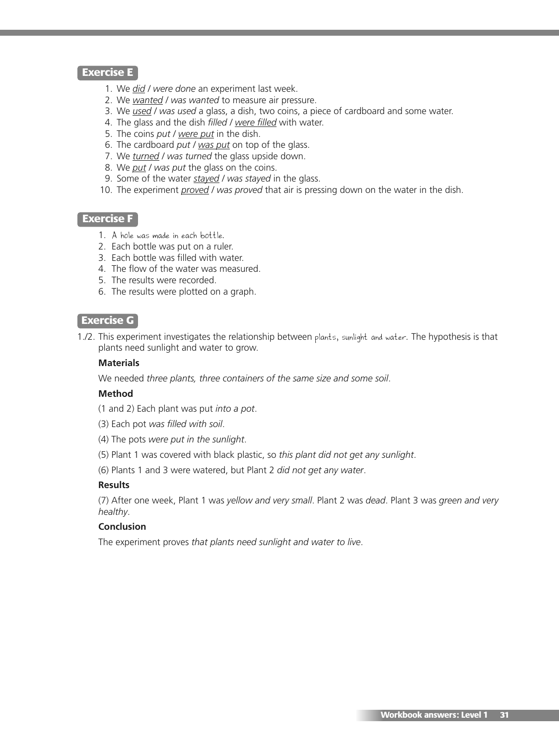## Exercise E

1. We <u>*did*</u> / *were done* an experiment last week.
2. We <u>*wanted*</u> / *was wanted* to measure air pressure.
3. We <u>*used*</u> / *was used* a glass, a dish, two coins, a piece of cardboard and some water.
4. The glass and the dish *filled* / <u>*were filled*</u> with water.
5. The coins *put* / <u>*were put*</u> in the dish.
6. The cardboard *put* / <u>*was put*</u> on top of the glass.
7. We <u>*turned*</u> / *was turned* the glass upside down.
8. We <u>*put*</u> / *was put* the glass on the coins.
9. Some of the water <u>*stayed*</u> / *was stayed* in the glass.
10. The experiment <u>*proved*</u> / *was proved* that air is pressing down on the water in the dish.

## Exercise F

1. A hole was made in each bottle.
2. Each bottle was put on a ruler.
3. Each bottle was filled with water.
4. The flow of the water was measured.
5. The results were recorded.
6. The results were plotted on a graph.

## Exercise G

1./2. This experiment investigates the relationship between plants, sunlight and water. The hypothesis is that plants need sunlight and water to grow.

**Materials**

We needed *three plants, three containers of the same size and some soil*.

**Method**

(1 and 2) Each plant was put *into a pot*.

(3) Each pot *was filled with soil*.

(4) The pots *were put in the sunlight*.

(5) Plant 1 was covered with black plastic, so *this plant did not get any sunlight*.

(6) Plants 1 and 3 were watered, but Plant 2 *did not get any water*.

**Results**

(7) After one week, Plant 1 was *yellow and very small*. Plant 2 was *dead*. Plant 3 was *green and very healthy*.

**Conclusion**

The experiment proves *that plants need sunlight and water to live*.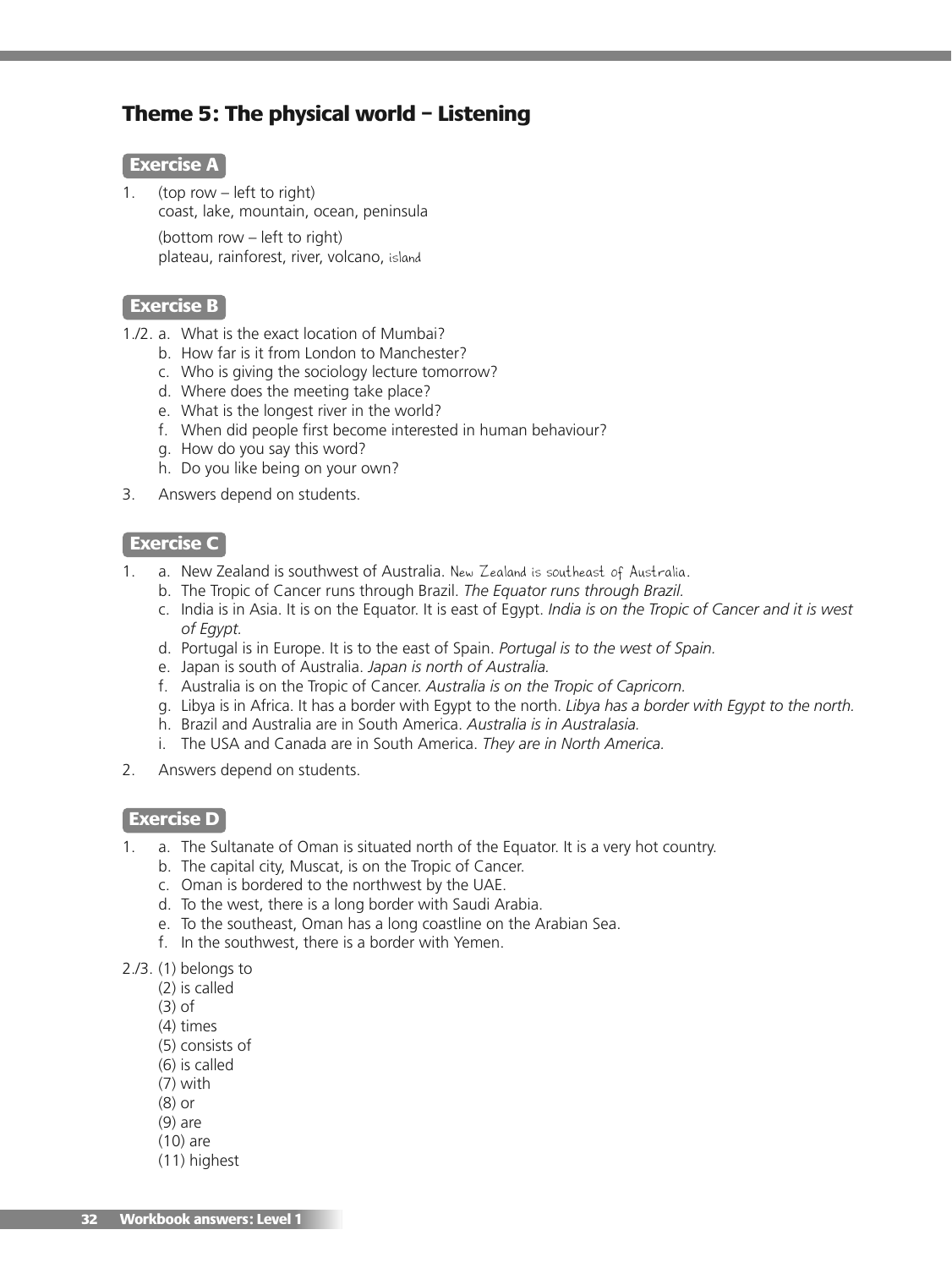## Theme 5: The physical world – Listening

### Exercise A

1. (top row – left to right)
   coast, lake, mountain, ocean, peninsula

   (bottom row – left to right)
   plateau, rainforest, river, volcano, island

### Exercise B

1./2. a. What is the exact location of Mumbai?
   b. How far is it from London to Manchester?
   c. Who is giving the sociology lecture tomorrow?
   d. Where does the meeting take place?
   e. What is the longest river in the world?
   f. When did people first become interested in human behaviour?
   g. How do you say this word?
   h. Do you like being on your own?

3. Answers depend on students.

### Exercise C

1. a. New Zealand is southwest of Australia. New Zealand is southeast of Australia.
   b. The Tropic of Cancer runs through Brazil. *The Equator runs through Brazil.*
   c. India is in Asia. It is on the Equator. It is east of Egypt. *India is on the Tropic of Cancer and it is west of Egypt.*
   d. Portugal is in Europe. It is to the east of Spain. *Portugal is to the west of Spain.*
   e. Japan is south of Australia. *Japan is north of Australia.*
   f. Australia is on the Tropic of Cancer. *Australia is on the Tropic of Capricorn.*
   g. Libya is in Africa. It has a border with Egypt to the north. *Libya has a border with Egypt to the north.*
   h. Brazil and Australia are in South America. *Australia is in Australasia.*
   i. The USA and Canada are in South America. *They are in North America.*

2. Answers depend on students.

### Exercise D

1. a. The Sultanate of Oman is situated north of the Equator. It is a very hot country.
   b. The capital city, Muscat, is on the Tropic of Cancer.
   c. Oman is bordered to the northwest by the UAE.
   d. To the west, there is a long border with Saudi Arabia.
   e. To the southeast, Oman has a long coastline on the Arabian Sea.
   f. In the southwest, there is a border with Yemen.

2./3. (1) belongs to
   (2) is called
   (3) of
   (4) times
   (5) consists of
   (6) is called
   (7) with
   (8) or
   (9) are
   (10) are
   (11) highest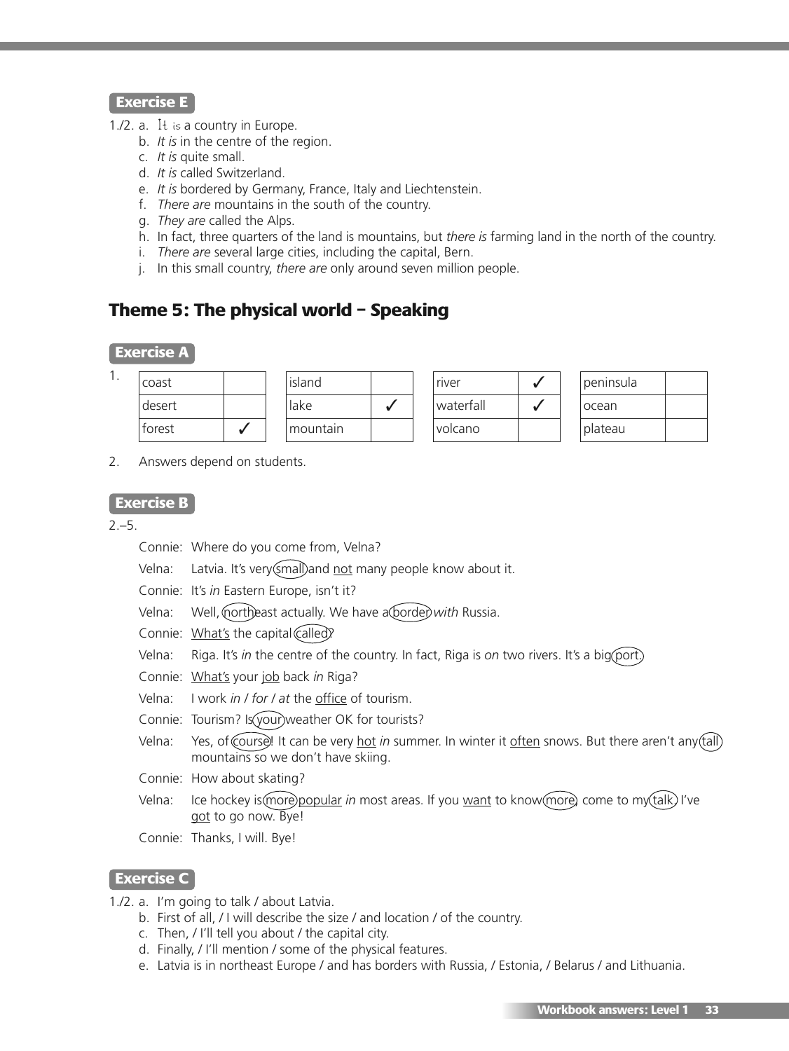### Exercise E

1./2. a. It is a country in Europe.
- b. *It is* in the centre of the region.
- c. *It is* quite small.
- d. *It is* called Switzerland.
- e. *It is* bordered by Germany, France, Italy and Liechtenstein.
- f. *There are* mountains in the south of the country.
- g. *They are* called the Alps.
- h. In fact, three quarters of the land is mountains, but *there is* farming land in the north of the country.
- i. *There are* several large cities, including the capital, Bern.
- j. In this small country, *there are* only around seven million people.

## Theme 5: The physical world – Speaking

### Exercise A

1.

| | | | | | | | |
|---|---|---|---|---|---|---|---|
| coast | | island | | river | ✓ | peninsula | |
| desert | | lake | ✓ | waterfall | ✓ | ocean | |
| forest | ✓ | mountain | | volcano | | plateau | |

2. Answers depend on students.

### Exercise B

2.–5.

Connie: Where do you come from, Velna?

Velna: Latvia. It's very (small) and <u>not</u> many people know about it.

Connie: It's *in* Eastern Europe, isn't it?

Velna: Well, (north)east actually. We have a (border) *with* Russia.

Connie: <u>What's</u> the capital (called)?

Velna: Riga. It's *in* the centre of the country. In fact, Riga is *on* two rivers. It's a big (port).

Connie: <u>What's</u> your <u>job</u> back *in* Riga?

Velna: I work *in* / *for* / *at* the <u>office</u> of tourism.

Connie: Tourism? Is (your) weather OK for tourists?

Velna: Yes, of (course)! It can be very <u>hot</u> *in* summer. In winter it <u>often</u> snows. But there aren't any (tall) mountains so we don't have skiing.

Connie: How about skating?

Velna: Ice hockey is (more) <u>popular</u> *in* most areas. If you <u>want</u> to know (more), come to my (talk). I've <u>got</u> to go now. Bye!

Connie: Thanks, I will. Bye!

### Exercise C

1./2. a. I'm going to talk / about Latvia.
- b. First of all, / I will describe the size / and location / of the country.
- c. Then, / I'll tell you about / the capital city.
- d. Finally, / I'll mention / some of the physical features.
- e. Latvia is in northeast Europe / and has borders with Russia, / Estonia, / Belarus / and Lithuania.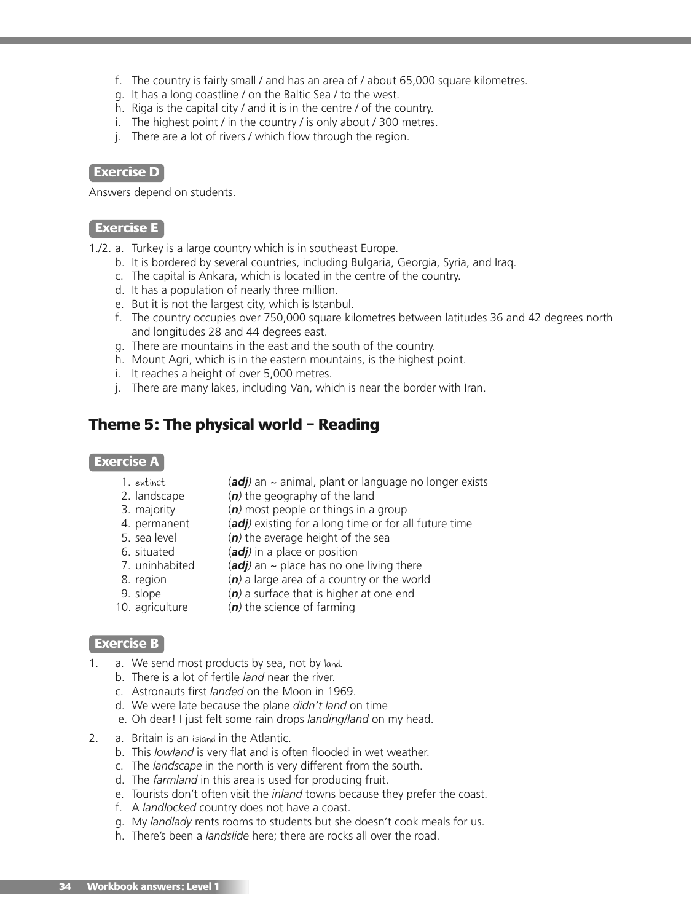f. The country is fairly small / and has an area of / about 65,000 square kilometres.
g. It has a long coastline / on the Baltic Sea / to the west.
h. Riga is the capital city / and it is in the centre / of the country.
i. The highest point / in the country / is only about / 300 metres.
j. There are a lot of rivers / which flow through the region.

### Exercise D

Answers depend on students.

### Exercise E

1./2. a. Turkey is a large country which is in southeast Europe.
b. It is bordered by several countries, including Bulgaria, Georgia, Syria, and Iraq.
c. The capital is Ankara, which is located in the centre of the country.
d. It has a population of nearly three million.
e. But it is not the largest city, which is Istanbul.
f. The country occupies over 750,000 square kilometres between latitudes 36 and 42 degrees north and longitudes 28 and 44 degrees east.
g. There are mountains in the east and the south of the country.
h. Mount Agri, which is in the eastern mountains, is the highest point.
i. It reaches a height of over 5,000 metres.
j. There are many lakes, including Van, which is near the border with Iran.

## Theme 5: The physical world – Reading

### Exercise A

1. extinct (***adj***) an ~ animal, plant or language no longer exists
2. landscape (***n***) the geography of the land
3. majority (***n***) most people or things in a group
4. permanent (***adj***) existing for a long time or for all future time
5. sea level (***n***) the average height of the sea
6. situated (***adj***) in a place or position
7. uninhabited (***adj***) an ~ place has no one living there
8. region (***n***) a large area of a country or the world
9. slope (***n***) a surface that is higher at one end
10. agriculture (***n***) the science of farming

### Exercise B

1. a. We send most products by sea, not by land.
   b. There is a lot of fertile *land* near the river.
   c. Astronauts first *landed* on the Moon in 1969.
   d. We were late because the plane *didn't land* on time
   e. Oh dear! I just felt some rain drops *landing/land* on my head.
2. a. Britain is an island in the Atlantic.
   b. This *lowland* is very flat and is often flooded in wet weather.
   c. The *landscape* in the north is very different from the south.
   d. The *farmland* in this area is used for producing fruit.
   e. Tourists don't often visit the *inland* towns because they prefer the coast.
   f. A *landlocked* country does not have a coast.
   g. My *landlady* rents rooms to students but she doesn't cook meals for us.
   h. There's been a *landslide* here; there are rocks all over the road.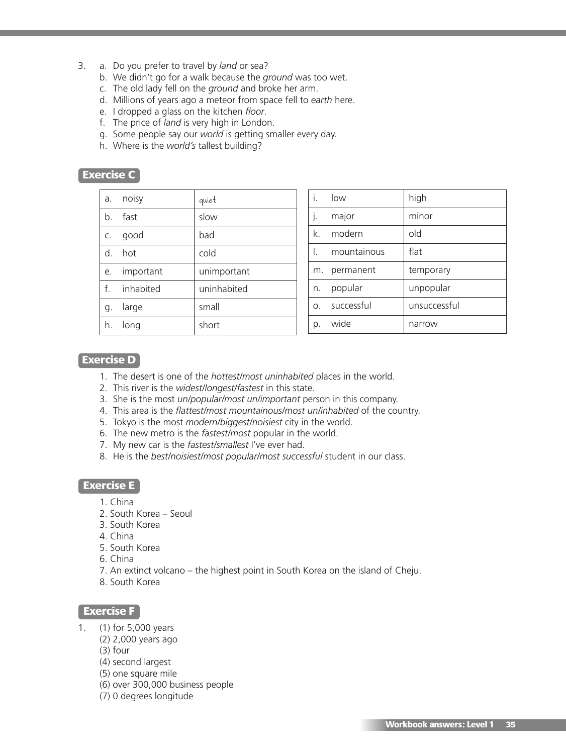3. a. Do you prefer to travel by *land* or sea?
   b. We didn't go for a walk because the *ground* was too wet.
   c. The old lady fell on the *ground* and broke her arm.
   d. Millions of years ago a meteor from space fell to *earth* here.
   e. I dropped a glass on the kitchen *floor*.
   f. The price of *land* is very high in London.
   g. Some people say our *world* is getting smaller every day.
   h. Where is the *world's* tallest building?

## Exercise C

| | |
|---|---|
| a. noisy | quiet |
| b. fast | slow |
| c. good | bad |
| d. hot | cold |
| e. important | unimportant |
| f. inhabited | uninhabited |
| g. large | small |
| h. long | short |

| | |
|---|---|
| i. low | high |
| j. major | minor |
| k. modern | old |
| l. mountainous | flat |
| m. permanent | temporary |
| n. popular | unpopular |
| o. successful | unsuccessful |
| p. wide | narrow |

## Exercise D

1. The desert is one of the *hottest/most uninhabited* places in the world.
2. This river is the *widest/longest/fastest* in this state.
3. She is the most *un/popular/most un/important* person in this company.
4. This area is the *flattest/most mountainous/most un/inhabited* of the country.
5. Tokyo is the most *modern/biggest/noisiest* city in the world.
6. The new metro is the *fastest/most* popular in the world.
7. My new car is the *fastest/smallest* I've ever had.
8. He is the *best/noisiest/most popular/most successful* student in our class.

## Exercise E

1. China
2. South Korea – Seoul
3. South Korea
4. China
5. South Korea
6. China
7. An extinct volcano – the highest point in South Korea on the island of Cheju.
8. South Korea

## Exercise F

1. (1) for 5,000 years
   (2) 2,000 years ago
   (3) four
   (4) second largest
   (5) one square mile
   (6) over 300,000 business people
   (7) 0 degrees longitude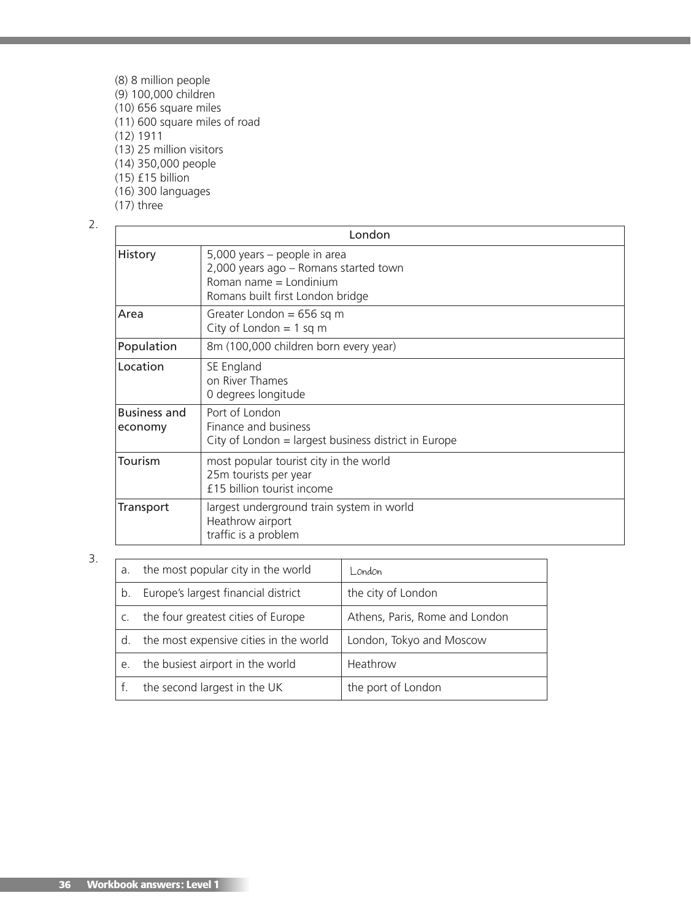(8) 8 million people
(9) 100,000 children
(10) 656 square miles
(11) 600 square miles of road
(12) 1911
(13) 25 million visitors
(14) 350,000 people
(15) £15 billion
(16) 300 languages
(17) three

2.

| London | |
|---|---|
| History | 5,000 years – people in area<br>2,000 years ago – Romans started town<br>Roman name = Londinium<br>Romans built first London bridge |
| Area | Greater London = 656 sq m<br>City of London = 1 sq m |
| Population | 8m (100,000 children born every year) |
| Location | SE England<br>on River Thames<br>0 degrees longitude |
| Business and economy | Port of London<br>Finance and business<br>City of London = largest business district in Europe |
| Tourism | most popular tourist city in the world<br>25m tourists per year<br>£15 billion tourist income |
| Transport | largest underground train system in world<br>Heathrow airport<br>traffic is a problem |

3.

| | |
|---|---|
| a. the most popular city in the world | London |
| b. Europe's largest financial district | the city of London |
| c. the four greatest cities of Europe | Athens, Paris, Rome and London |
| d. the most expensive cities in the world | London, Tokyo and Moscow |
| e. the busiest airport in the world | Heathrow |
| f. the second largest in the UK | the port of London |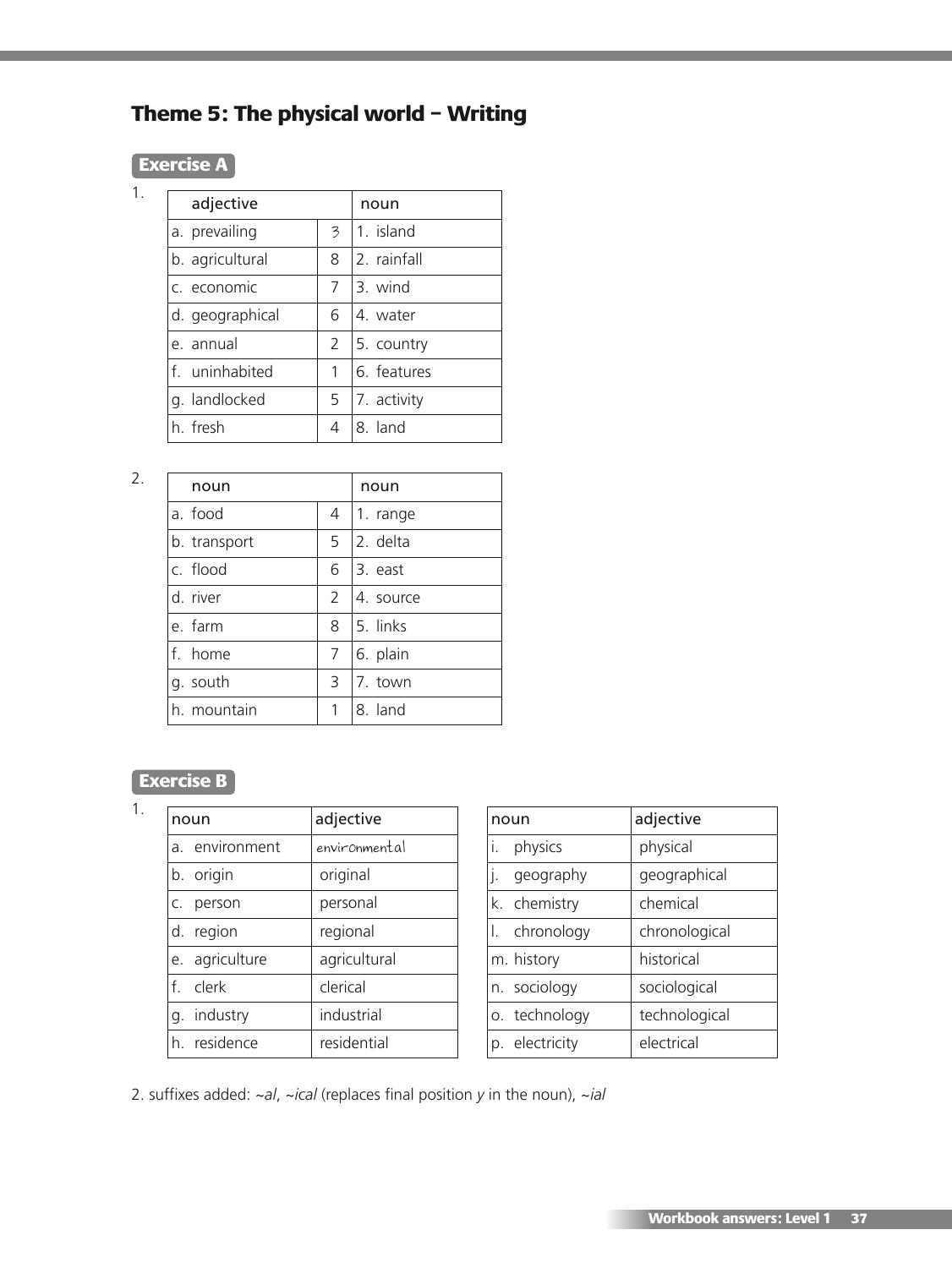## Theme 5: The physical world – Writing

### Exercise A

1.

| adjective | | noun |
|---|---|---|
| a. prevailing | 3 | 1. island |
| b. agricultural | 8 | 2. rainfall |
| c. economic | 7 | 3. wind |
| d. geographical | 6 | 4. water |
| e. annual | 2 | 5. country |
| f. uninhabited | 1 | 6. features |
| g. landlocked | 5 | 7. activity |
| h. fresh | 4 | 8. land |

2.

| noun | | noun |
|---|---|---|
| a. food | 4 | 1. range |
| b. transport | 5 | 2. delta |
| c. flood | 6 | 3. east |
| d. river | 2 | 4. source |
| e. farm | 8 | 5. links |
| f. home | 7 | 6. plain |
| g. south | 3 | 7. town |
| h. mountain | 1 | 8. land |

### Exercise B

1.

| noun | adjective |
|---|---|
| a. environment | environmental |
| b. origin | original |
| c. person | personal |
| d. region | regional |
| e. agriculture | agricultural |
| f. clerk | clerical |
| g. industry | industrial |
| h. residence | residential |

| noun | adjective |
|---|---|
| i. physics | physical |
| j. geography | geographical |
| k. chemistry | chemical |
| l. chronology | chronological |
| m. history | historical |
| n. sociology | sociological |
| o. technology | technological |
| p. electricity | electrical |

2. suffixes added: *~al*, *~ical* (replaces final position *y* in the noun), *~ial*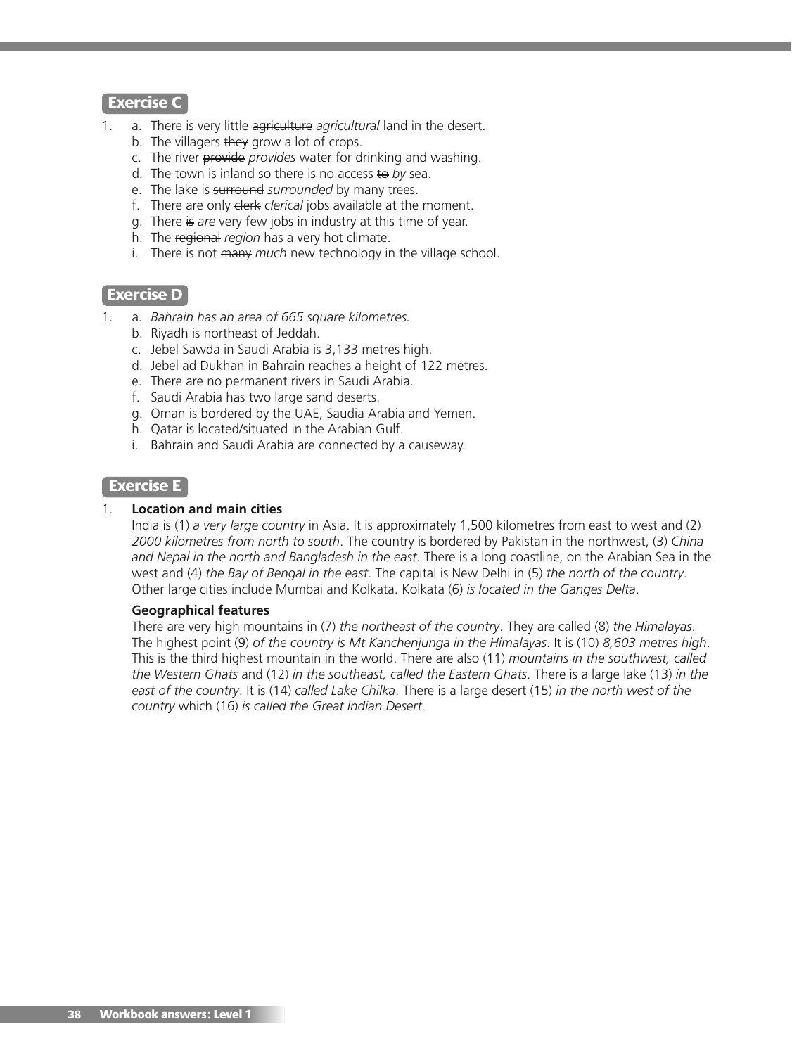## Exercise C

1. a. There is very little ~~agriculture~~ *agricultural* land in the desert.
   b. The villagers ~~they~~ grow a lot of crops.
   c. The river ~~provide~~ *provides* water for drinking and washing.
   d. The town is inland so there is no access ~~to~~ *by* sea.
   e. The lake is ~~surround~~ *surrounded* by many trees.
   f. There are only ~~clerk~~ *clerical* jobs available at the moment.
   g. There ~~is~~ *are* very few jobs in industry at this time of year.
   h. The ~~regional~~ *region* has a very hot climate.
   i. There is not ~~many~~ *much* new technology in the village school.

## Exercise D

1. a. *Bahrain has an area of 665 square kilometres.*
   b. Riyadh is northeast of Jeddah.
   c. Jebel Sawda in Saudi Arabia is 3,133 metres high.
   d. Jebel ad Dukhan in Bahrain reaches a height of 122 metres.
   e. There are no permanent rivers in Saudi Arabia.
   f. Saudi Arabia has two large sand deserts.
   g. Oman is bordered by the UAE, Saudia Arabia and Yemen.
   h. Qatar is located/situated in the Arabian Gulf.
   i. Bahrain and Saudi Arabia are connected by a causeway.

## Exercise E

1. **Location and main cities**

   India is (1) *a very large country* in Asia. It is approximately 1,500 kilometres from east to west and (2) *2000 kilometres from north to south*. The country is bordered by Pakistan in the northwest, (3) *China and Nepal in the north and Bangladesh in the east*. There is a long coastline, on the Arabian Sea in the west and (4) *the Bay of Bengal in the east*. The capital is New Delhi in (5) *the north of the country*. Other large cities include Mumbai and Kolkata. Kolkata (6) *is located in the Ganges Delta*.

   **Geographical features**

   There are very high mountains in (7) *the northeast of the country*. They are called (8) *the Himalayas*. The highest point (9) *of the country is Mt Kanchenjunga in the Himalayas*. It is (10) *8,603 metres high*. This is the third highest mountain in the world. There are also (11) *mountains in the southwest, called the Western Ghats* and (12) *in the southeast, called the Eastern Ghats*. There is a large lake (13) *in the east of the country*. It is (14) *called Lake Chilka*. There is a large desert (15) *in the north west of the country* which (16) *is called the Great Indian Desert.*